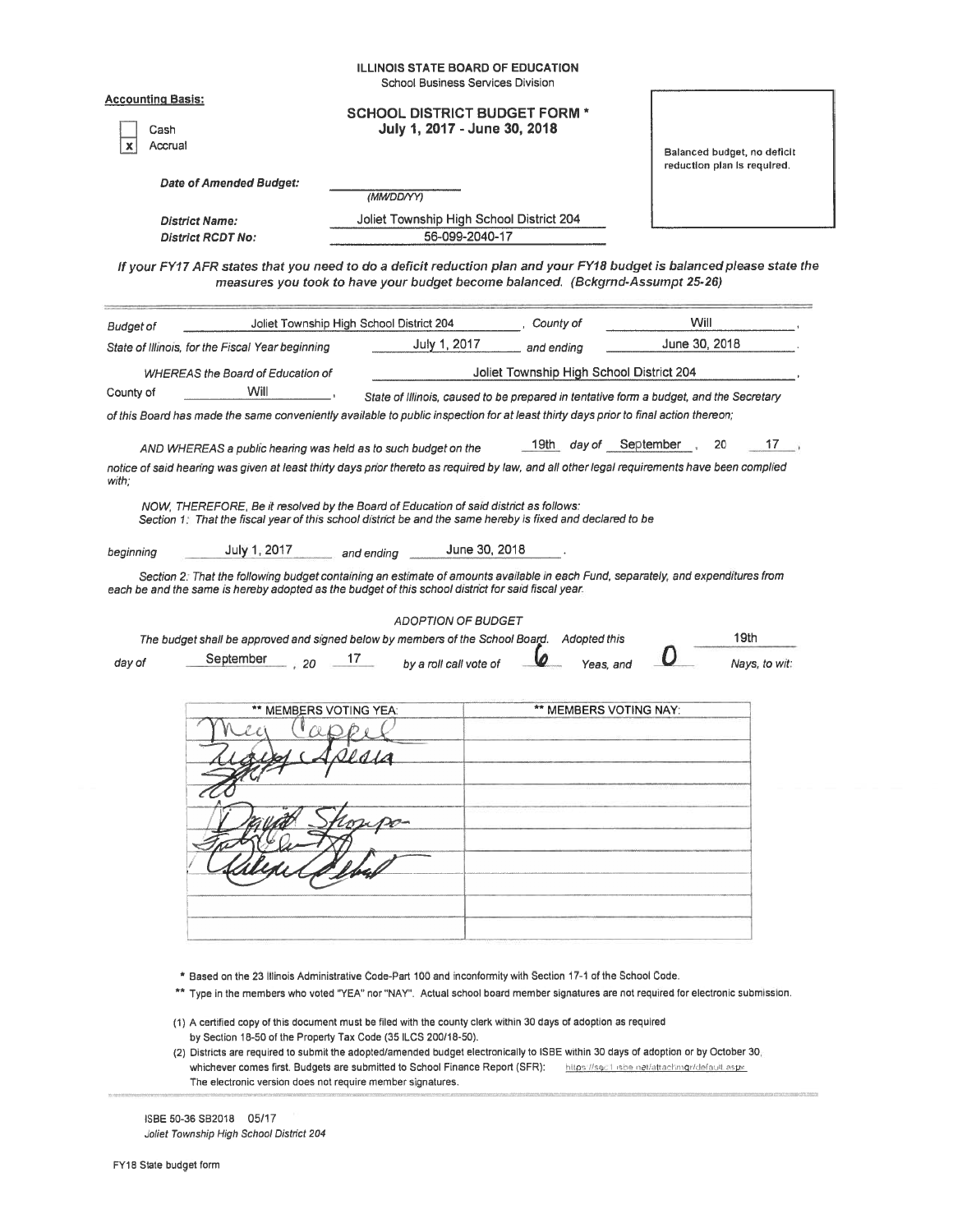ILLINOIS STATE BOARD OF EDUCATION
School Business Services Division

**Accounting Basis:**

- [ ] Cash
- [x] Accrual

## SCHOOL DISTRICT BUDGET FORM *
**July 1, 2017 - June 30, 2018**

Balanced budget, no deficit reduction plan is required.

*Date of Amended Budget:* ________ (MM/DD/YY)

*District Name:* Joliet Township High School District 204

*District RCDT No:* 56-099-2040-17

*If your FY17 AFR states that you need to do a deficit reduction plan and your FY18 budget is balanced please state the measures you took to have your budget become balanced. (Bckgrnd-Assumpt 25-26)*

*Budget of* Joliet Township High School District 204, *County of* Will,

*State of Illinois, for the Fiscal Year beginning* July 1, 2017 *and ending* June 30, 2018.

*WHEREAS the Board of Education of* Joliet Township High School District 204,

County of Will, *State of Illinois, caused to be prepared in tentative form a budget, and the Secretary of this Board has made the same conveniently available to public inspection for at least thirty days prior to final action thereon;*

*AND WHEREAS a public hearing was held as to such budget on the* 19th *day of* September, 20 17,

*notice of said hearing was given at least thirty days prior thereto as required by law, and all other legal requirements have been complied with;*

*NOW, THEREFORE, Be it resolved by the Board of Education of said district as follows:*
*Section 1: That the fiscal year of this school district be and the same hereby is fixed and declared to be*

*beginning* July 1, 2017 *and ending* June 30, 2018.

*Section 2: That the following budget containing an estimate of amounts available in each Fund, separately, and expenditures from each be and the same is hereby adopted as the budget of this school district for said fiscal year.*

### ADOPTION OF BUDGET

*The budget shall be approved and signed below by members of the School Board. Adopted this* 19th

*day of* September, 20 17 *by a roll call vote of* 6 *Yeas, and* 0 *Nays, to wit:*

| ** MEMBERS VOTING YEA: | ** MEMBERS VOTING NAY: |
|---|---|
| Meg Cappel | |
| Nancy Apesia | |
| (signature) | |
| (signature) | |
| David Shompo | |
| (signature) | |
| (signature) | |
| | |
| | |

\* Based on the 23 Illinois Administrative Code-Part 100 and inconformity with Section 17-1 of the School Code.

\*\* Type in the members who voted "YEA" nor "NAY". Actual school board member signatures are not required for electronic submission.

(1) A certified copy of this document must be filed with the county clerk within 30 days of adoption as required by Section 18-50 of the Property Tax Code (35 ILCS 200/18-50).

(2) Districts are required to submit the adopted/amended budget electronically to ISBE within 30 days of adoption or by October 30, whichever comes first. Budgets are submitted to School Finance Report (SFR): https://sec1.isbe.net/attachmgr/default.aspx
The electronic version does not require member signatures.

ISBE 50-36 SB2018 05/17
*Joliet Township High School District 204*

FY18 State budget form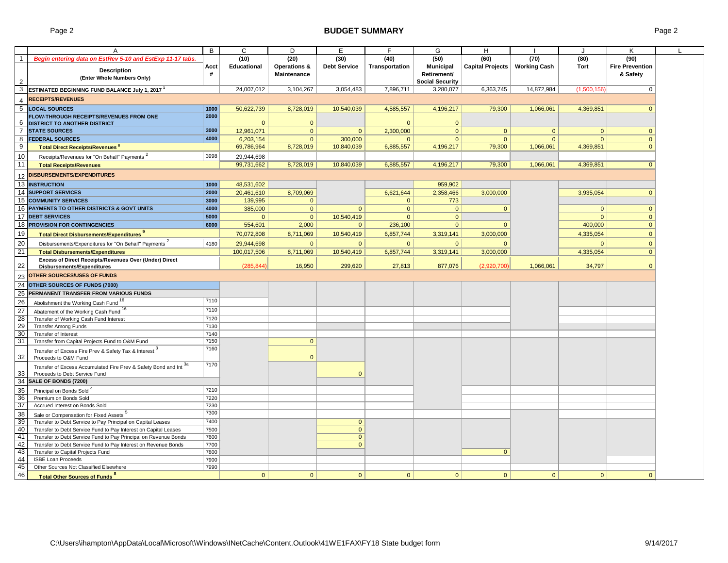## BUDGET SUMMARY

| | A | B | C | D | E | F | G | H | I | J | K |
|---|---|---|---|---|---|---|---|---|---|---|---|
| 1 | *Begin entering data on EstRev 5-10 and EstExp 11-17 tabs.* | | (10) | (20) | (30) | (40) | (50) | (60) | (70) | (80) | (90) |
| 2 | **Description** (Enter Whole Numbers Only) | Acct # | Educational | Operations & Maintenance | Debt Service | Transportation | Municipal Retirement/ Social Security | Capital Projects | Working Cash | Tort | Fire Prevention & Safety |
| 3 | **ESTIMATED BEGINNING FUND BALANCE July 1, 2017** [1] | | 24,007,012 | 3,104,267 | 3,054,483 | 7,896,711 | 3,280,077 | 6,363,745 | 14,872,984 | (1,500,156) | 0 |
| 4 | **RECEIPTS/REVENUES** | | | | | | | | | | |
| 5 | **LOCAL SOURCES** | 1000 | 50,622,739 | 8,728,019 | 10,540,039 | 4,585,557 | 4,196,217 | 79,300 | 1,066,061 | 4,369,851 | 0 |
| 6 | **FLOW-THROUGH RECEIPTS/REVENUES FROM ONE DISTRICT TO ANOTHER DISTRICT** | 2000 | 0 | 0 | | 0 | 0 | | | | |
| 7 | **STATE SOURCES** | 3000 | 12,961,071 | 0 | 0 | 2,300,000 | 0 | 0 | 0 | 0 | 0 |
| 8 | **FEDERAL SOURCES** | 4000 | 6,203,154 | 0 | 300,000 | 0 | 0 | 0 | 0 | 0 | 0 |
| 9 | **Total Direct Receipts/Revenues** [8] | | 69,786,964 | 8,728,019 | 10,840,039 | 6,885,557 | 4,196,217 | 79,300 | 1,066,061 | 4,369,851 | 0 |
| 10 | Receipts/Revenues for "On Behalf" Payments [2] | 3998 | 29,944,698 | | | | | | | | |
| 11 | **Total Receipts/Revenues** | | 99,731,662 | 8,728,019 | 10,840,039 | 6,885,557 | 4,196,217 | 79,300 | 1,066,061 | 4,369,851 | 0 |
| 12 | **DISBURSEMENTS/EXPENDITURES** | | | | | | | | | | |
| 13 | **INSTRUCTION** | 1000 | 48,531,602 | | | | 959,902 | | | | |
| 14 | **SUPPORT SERVICES** | 2000 | 20,461,610 | 8,709,069 | | 6,621,644 | 2,358,466 | 3,000,000 | | 3,935,054 | 0 |
| 15 | **COMMUNITY SERVICES** | 3000 | 139,995 | 0 | | 0 | 773 | | | | |
| 16 | **PAYMENTS TO OTHER DISTRICTS & GOVT UNITS** | 4000 | 385,000 | 0 | 0 | 0 | 0 | 0 | | 0 | 0 |
| 17 | **DEBT SERVICES** | 5000 | 0 | 0 | 10,540,419 | 0 | 0 | | | 0 | 0 |
| 18 | **PROVISION FOR CONTINGENCIES** | 6000 | 554,601 | 2,000 | 0 | 236,100 | 0 | 0 | | 400,000 | 0 |
| 19 | **Total Direct Disbursements/Expenditures** [9] | | 70,072,808 | 8,711,069 | 10,540,419 | 6,857,744 | 3,319,141 | 3,000,000 | | 4,335,054 | 0 |
| 20 | Disbursements/Expenditures for "On Behalf" Payments [2] | 4180 | 29,944,698 | 0 | 0 | 0 | 0 | 0 | | 0 | 0 |
| 21 | **Total Disbursements/Expenditures** | | 100,017,506 | 8,711,069 | 10,540,419 | 6,857,744 | 3,319,141 | 3,000,000 | | 4,335,054 | 0 |
| 22 | **Excess of Direct Receipts/Revenues Over (Under) Direct Disbursements/Expenditures** | | (285,844) | 16,950 | 299,620 | 27,813 | 877,076 | (2,920,700) | 1,066,061 | 34,797 | 0 |
| 23 | **OTHER SOURCES/USES OF FUNDS** | | | | | | | | | | |
| 24 | **OTHER SOURCES OF FUNDS (7000)** | | | | | | | | | | |
| 25 | **PERMANENT TRANSFER FROM VARIOUS FUNDS** | | | | | | | | | | |
| 26 | Abolishment the Working Cash Fund [16] | 7110 | | | | | | | | | |
| 27 | Abatement of the Working Cash Fund [16] | 7110 | | | | | | | | | |
| 28 | Transfer of Working Cash Fund Interest | 7120 | | | | | | | | | |
| 29 | Transfer Among Funds | 7130 | | | | | | | | | |
| 30 | Transfer of Interest | 7140 | | | | | | | | | |
| 31 | Transfer from Capital Projects Fund to O&M Fund | 7150 | | 0 | | | | | | | |
| 32 | Transfer of Excess Fire Prev & Safety Tax & Interest [3] Proceeds to O&M Fund | 7160 | | 0 | | | | | | | |
| 33 | Transfer of Excess Accumulated Fire Prev & Safety Bond and Int [3a] Proceeds to Debt Service Fund | 7170 | | | 0 | | | | | | |
| 34 | **SALE OF BONDS (7200)** | | | | | | | | | | |
| 35 | Principal on Bonds Sold [4] | 7210 | | | | | | | | | |
| 36 | Premium on Bonds Sold | 7220 | | | | | | | | | |
| 37 | Accrued Interest on Bonds Sold | 7230 | | | | | | | | | |
| 38 | Sale or Compensation for Fixed Assets [5] | 7300 | | | | | | | | | |
| 39 | Transfer to Debt Service to Pay Principal on Capital Leases | 7400 | | | 0 | | | | | | |
| 40 | Transfer to Debt Service Fund to Pay Interest on Capital Leases | 7500 | | | 0 | | | | | | |
| 41 | Transfer to Debt Service Fund to Pay Principal on Revenue Bonds | 7600 | | | 0 | | | | | | |
| 42 | Transfer to Debt Service Fund to Pay Interest on Revenue Bonds | 7700 | | | 0 | | | | | | |
| 43 | Transfer to Capital Projects Fund | 7800 | | | | | | 0 | | | |
| 44 | ISBE Loan Proceeds | 7900 | | | | | | | | | |
| 45 | Other Sources Not Classified Elsewhere | 7990 | | | | | | | | | |
| 46 | **Total Other Sources of Funds** [8] | | 0 | 0 | 0 | 0 | 0 | 0 | 0 | 0 | 0 |

C:\Users\ihampton\AppData\Local\Microsoft\Windows\INetCache\Content.Outlook\41WE1FAX\FY18 State budget form 9/14/2017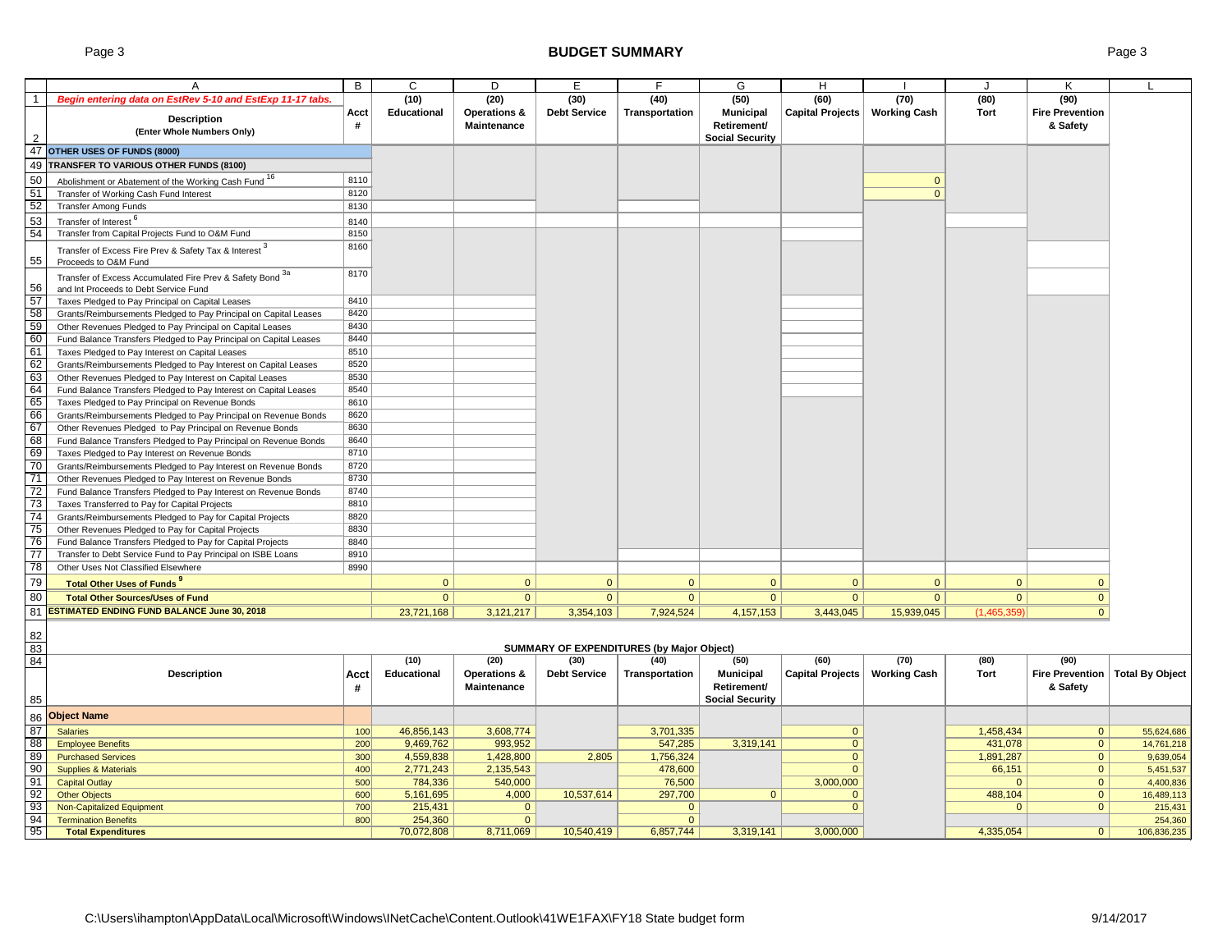# BUDGET SUMMARY

| | A | B | C | D | E | F | G | H | I | J | K | L |
|---|---|---|---|---|---|---|---|---|---|---|---|---|
| 1 | *Begin entering data on EstRev 5-10 and EstExp 11-17 tabs.* | | (10) | (20) | (30) | (40) | (50) | (60) | (70) | (80) | (90) | |
| 2 | **Description** (Enter Whole Numbers Only) | Acct # | Educational | Operations & Maintenance | Debt Service | Transportation | Municipal Retirement/ Social Security | Capital Projects | Working Cash | Tort | Fire Prevention & Safety | |
| 47 | **OTHER USES OF FUNDS (8000)** | | | | | | | | | | | |
| 49 | **TRANSFER TO VARIOUS OTHER FUNDS (8100)** | | | | | | | | | | | |
| 50 | Abolishment or Abatement of the Working Cash Fund [16] | 8110 | | | | | | | 0 | | | |
| 51 | Transfer of Working Cash Fund Interest | 8120 | | | | | | | 0 | | | |
| 52 | Transfer Among Funds | 8130 | | | | | | | | | | |
| 53 | Transfer of Interest [6] | 8140 | | | | | | | | | | |
| 54 | Transfer from Capital Projects Fund to O&M Fund | 8150 | | | | | | | | | | |
| 55 | Transfer of Excess Fire Prev & Safety Tax & Interest [3] Proceeds to O&M Fund | 8160 | | | | | | | | | | |
| 56 | Transfer of Excess Accumulated Fire Prev & Safety Bond [3a] and Int Proceeds to Debt Service Fund | 8170 | | | | | | | | | | |
| 57 | Taxes Pledged to Pay Principal on Capital Leases | 8410 | | | | | | | | | | |
| 58 | Grants/Reimbursements Pledged to Pay Principal on Capital Leases | 8420 | | | | | | | | | | |
| 59 | Other Revenues Pledged to Pay Principal on Capital Leases | 8430 | | | | | | | | | | |
| 60 | Fund Balance Transfers Pledged to Pay Principal on Capital Leases | 8440 | | | | | | | | | | |
| 61 | Taxes Pledged to Pay Interest on Capital Leases | 8510 | | | | | | | | | | |
| 62 | Grants/Reimbursements Pledged to Pay Interest on Capital Leases | 8520 | | | | | | | | | | |
| 63 | Other Revenues Pledged to Pay Interest on Capital Leases | 8530 | | | | | | | | | | |
| 64 | Fund Balance Transfers Pledged to Pay Interest on Capital Leases | 8540 | | | | | | | | | | |
| 65 | Taxes Pledged to Pay Principal on Revenue Bonds | 8610 | | | | | | | | | | |
| 66 | Grants/Reimbursements Pledged to Pay Principal on Revenue Bonds | 8620 | | | | | | | | | | |
| 67 | Other Revenues Pledged to Pay Principal on Revenue Bonds | 8630 | | | | | | | | | | |
| 68 | Fund Balance Transfers Pledged to Pay Principal on Revenue Bonds | 8640 | | | | | | | | | | |
| 69 | Taxes Pledged to Pay Interest on Revenue Bonds | 8710 | | | | | | | | | | |
| 70 | Grants/Reimbursements Pledged to Pay Interest on Revenue Bonds | 8720 | | | | | | | | | | |
| 71 | Other Revenues Pledged to Pay Interest on Revenue Bonds | 8730 | | | | | | | | | | |
| 72 | Fund Balance Transfers Pledged to Pay Interest on Revenue Bonds | 8740 | | | | | | | | | | |
| 73 | Taxes Transferred to Pay for Capital Projects | 8810 | | | | | | | | | | |
| 74 | Grants/Reimbursements Pledged to Pay for Capital Projects | 8820 | | | | | | | | | | |
| 75 | Other Revenues Pledged to Pay for Capital Projects | 8830 | | | | | | | | | | |
| 76 | Fund Balance Transfers Pledged to Pay for Capital Projects | 8840 | | | | | | | | | | |
| 77 | Transfer to Debt Service Fund to Pay Principal on ISBE Loans | 8910 | | | | | | | | | | |
| 78 | Other Uses Not Classified Elsewhere | 8990 | | | | | | | | | | |
| 79 | **Total Other Uses of Funds [9]** | | 0 | 0 | 0 | 0 | 0 | 0 | 0 | 0 | 0 | |
| 80 | **Total Other Sources/Uses of Fund** | | 0 | 0 | 0 | 0 | 0 | 0 | 0 | 0 | 0 | |
| 81 | **ESTIMATED ENDING FUND BALANCE June 30, 2018** | | 23,721,168 | 3,121,217 | 3,354,103 | 7,924,524 | 4,157,153 | 3,443,045 | 15,939,045 | (1,465,359) | 0 | |

**SUMMARY OF EXPENDITURES (by Major Object)**

| | Description | Acct # | (10) Educational | (20) Operations & Maintenance | (30) Debt Service | (40) Transportation | (50) Municipal Retirement/ Social Security | (60) Capital Projects | (70) Working Cash | (80) Tort | (90) Fire Prevention & Safety | Total By Object |
|---|---|---|---|---|---|---|---|---|---|---|---|---|
| 86 | **Object Name** | | | | | | | | | | | |
| 87 | Salaries | 100 | 46,856,143 | 3,608,774 | | 3,701,335 | | 0 | | 1,458,434 | 0 | 55,624,686 |
| 88 | Employee Benefits | 200 | 9,469,762 | 993,952 | | 547,285 | 3,319,141 | 0 | | 431,078 | 0 | 14,761,218 |
| 89 | Purchased Services | 300 | 4,559,838 | 1,428,800 | 2,805 | 1,756,324 | | 0 | | 1,891,287 | 0 | 9,639,054 |
| 90 | Supplies & Materials | 400 | 2,771,243 | 2,135,543 | | 478,600 | | 0 | | 66,151 | 0 | 5,451,537 |
| 91 | Capital Outlay | 500 | 784,336 | 540,000 | | 76,500 | | 3,000,000 | | 0 | 0 | 4,400,836 |
| 92 | Other Objects | 600 | 5,161,695 | 4,000 | 10,537,614 | 297,700 | 0 | 0 | | 488,104 | 0 | 16,489,113 |
| 93 | Non-Capitalized Equipment | 700 | 215,431 | 0 | | 0 | | 0 | | 0 | 0 | 215,431 |
| 94 | Termination Benefits | 800 | 254,360 | 0 | | 0 | | | | | | 254,360 |
| 95 | **Total Expenditures** | | 70,072,808 | 8,711,069 | 10,540,419 | 6,857,744 | 3,319,141 | 3,000,000 | | 4,335,054 | 0 | 106,836,235 |

C:\Users\ihampton\AppData\Local\Microsoft\Windows\INetCache\Content.Outlook\41WE1FAX\FY18 State budget form 9/14/2017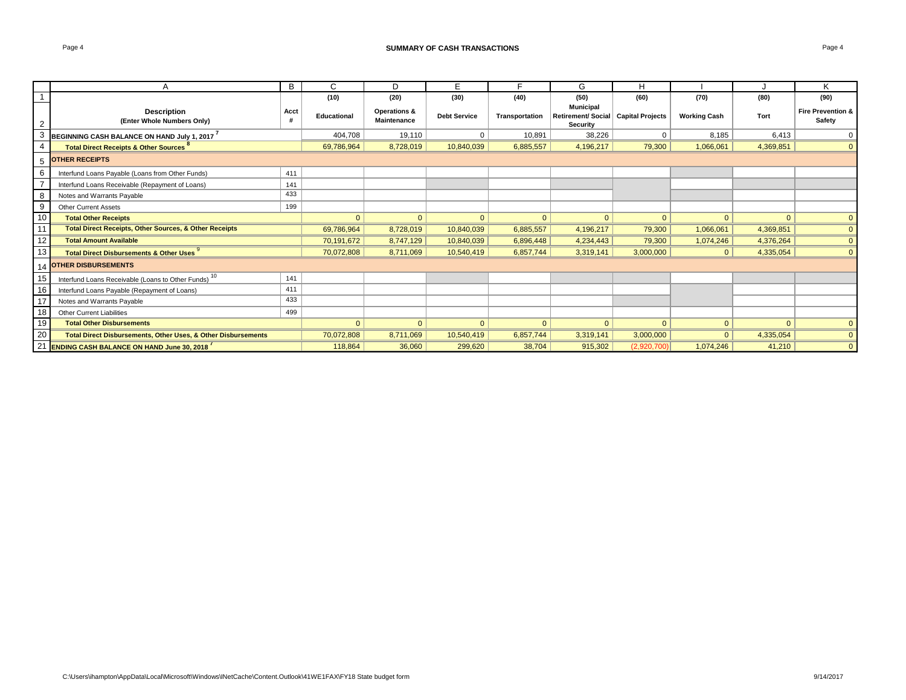## SUMMARY OF CASH TRANSACTIONS

| | A | B | C | D | E | F | G | H | I | J | K |
|---|---|---|---|---|---|---|---|---|---|---|---|
| 1 | | | (10) | (20) | (30) | (40) | (50) | (60) | (70) | (80) | (90) |
| 2 | **Description (Enter Whole Numbers Only)** | **Acct #** | **Educational** | **Operations & Maintenance** | **Debt Service** | **Transportation** | **Municipal Retirement/ Social Security** | **Capital Projects** | **Working Cash** | **Tort** | **Fire Prevention & Safety** |
| 3 | **BEGINNING CASH BALANCE ON HAND July 1, 2017** [7] | | 404,708 | 19,110 | 0 | 10,891 | 38,226 | 0 | 8,185 | 6,413 | 0 |
| 4 | **Total Direct Receipts & Other Sources** [8] | | 69,786,964 | 8,728,019 | 10,840,039 | 6,885,557 | 4,196,217 | 79,300 | 1,066,061 | 4,369,851 | 0 |
| 5 | **OTHER RECEIPTS** | | | | | | | | | | |
| 6 | Interfund Loans Payable (Loans from Other Funds) | 411 | | | | | | | | | |
| 7 | Interfund Loans Receivable (Repayment of Loans) | 141 | | | | | | | | | |
| 8 | Notes and Warrants Payable | 433 | | | | | | | | | |
| 9 | Other Current Assets | 199 | | | | | | | | | |
| 10 | **Total Other Receipts** | | 0 | 0 | 0 | 0 | 0 | 0 | 0 | 0 | 0 |
| 11 | **Total Direct Receipts, Other Sources, & Other Receipts** | | 69,786,964 | 8,728,019 | 10,840,039 | 6,885,557 | 4,196,217 | 79,300 | 1,066,061 | 4,369,851 | 0 |
| 12 | **Total Amount Available** | | 70,191,672 | 8,747,129 | 10,840,039 | 6,896,448 | 4,234,443 | 79,300 | 1,074,246 | 4,376,264 | 0 |
| 13 | **Total Direct Disbursements & Other Uses** [9] | | 70,072,808 | 8,711,069 | 10,540,419 | 6,857,744 | 3,319,141 | 3,000,000 | 0 | 4,335,054 | 0 |
| 14 | **OTHER DISBURSEMENTS** | | | | | | | | | | |
| 15 | Interfund Loans Receivable (Loans to Other Funds) [10] | 141 | | | | | | | | | |
| 16 | Interfund Loans Payable (Repayment of Loans) | 411 | | | | | | | | | |
| 17 | Notes and Warrants Payable | 433 | | | | | | | | | |
| 18 | Other Current Liabilities | 499 | | | | | | | | | |
| 19 | **Total Other Disbursements** | | 0 | 0 | 0 | 0 | 0 | 0 | 0 | 0 | 0 |
| 20 | **Total Direct Disbursements, Other Uses, & Other Disbursements** | | 70,072,808 | 8,711,069 | 10,540,419 | 6,857,744 | 3,319,141 | 3,000,000 | 0 | 4,335,054 | 0 |
| 21 | **ENDING CASH BALANCE ON HAND June 30, 2018** [7] | | 118,864 | 36,060 | 299,620 | 38,704 | 915,302 | (2,920,700) | 1,074,246 | 41,210 | 0 |

C:\Users\ihampton\AppData\Local\Microsoft\Windows\INetCache\Content.Outlook\41WE1FAX\FY18 State budget form

9/14/2017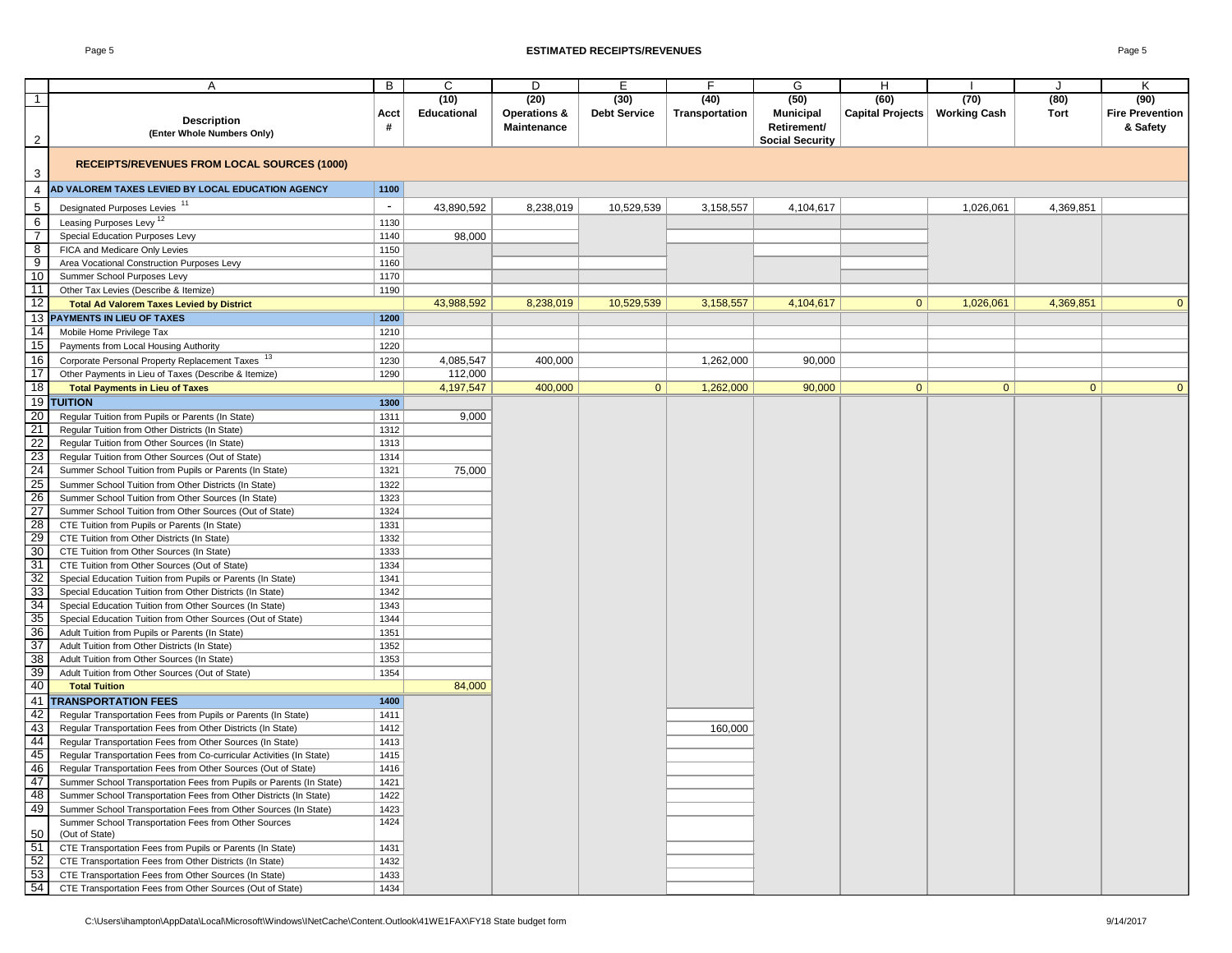## ESTIMATED RECEIPTS/REVENUES

| | A | B | C | D | E | F | G | H | I | J | K |
|---|---|---|---|---|---|---|---|---|---|---|---|
| 1 | | | (10) | (20) | (30) | (40) | (50) | (60) | (70) | (80) | (90) |
| 2 | **Description** (Enter Whole Numbers Only) | Acct # | Educational | Operations & Maintenance | Debt Service | Transportation | Municipal Retirement/ Social Security | Capital Projects | Working Cash | Tort | Fire Prevention & Safety |
| 3 | **RECEIPTS/REVENUES FROM LOCAL SOURCES (1000)** | | | | | | | | | | |
| 4 | **AD VALOREM TAXES LEVIED BY LOCAL EDUCATION AGENCY** | **1100** | | | | | | | | | |
| 5 | Designated Purposes Levies [11] | - | 43,890,592 | 8,238,019 | 10,529,539 | 3,158,557 | 4,104,617 | | 1,026,061 | 4,369,851 | |
| 6 | Leasing Purposes Levy [12] | 1130 | | | | | | | | | |
| 7 | Special Education Purposes Levy | 1140 | 98,000 | | | | | | | | |
| 8 | FICA and Medicare Only Levies | 1150 | | | | | | | | | |
| 9 | Area Vocational Construction Purposes Levy | 1160 | | | | | | | | | |
| 10 | Summer School Purposes Levy | 1170 | | | | | | | | | |
| 11 | Other Tax Levies (Describe & Itemize) | 1190 | | | | | | | | | |
| 12 | **Total Ad Valorem Taxes Levied by District** | | 43,988,592 | 8,238,019 | 10,529,539 | 3,158,557 | 4,104,617 | 0 | 1,026,061 | 4,369,851 | 0 |
| 13 | **PAYMENTS IN LIEU OF TAXES** | **1200** | | | | | | | | | |
| 14 | Mobile Home Privilege Tax | 1210 | | | | | | | | | |
| 15 | Payments from Local Housing Authority | 1220 | | | | | | | | | |
| 16 | Corporate Personal Property Replacement Taxes [13] | 1230 | 4,085,547 | 400,000 | | 1,262,000 | 90,000 | | | | |
| 17 | Other Payments in Lieu of Taxes (Describe & Itemize) | 1290 | 112,000 | | | | | | | | |
| 18 | **Total Payments in Lieu of Taxes** | | 4,197,547 | 400,000 | 0 | 1,262,000 | 90,000 | 0 | 0 | 0 | 0 |
| 19 | **TUITION** | **1300** | | | | | | | | | |
| 20 | Regular Tuition from Pupils or Parents (In State) | 1311 | 9,000 | | | | | | | | |
| 21 | Regular Tuition from Other Districts (In State) | 1312 | | | | | | | | | |
| 22 | Regular Tuition from Other Sources (In State) | 1313 | | | | | | | | | |
| 23 | Regular Tuition from Other Sources (Out of State) | 1314 | | | | | | | | | |
| 24 | Summer School Tuition from Pupils or Parents (In State) | 1321 | 75,000 | | | | | | | | |
| 25 | Summer School Tuition from Other Districts (In State) | 1322 | | | | | | | | | |
| 26 | Summer School Tuition from Other Sources (In State) | 1323 | | | | | | | | | |
| 27 | Summer School Tuition from Other Sources (Out of State) | 1324 | | | | | | | | | |
| 28 | CTE Tuition from Pupils or Parents (In State) | 1331 | | | | | | | | | |
| 29 | CTE Tuition from Other Districts (In State) | 1332 | | | | | | | | | |
| 30 | CTE Tuition from Other Sources (In State) | 1333 | | | | | | | | | |
| 31 | CTE Tuition from Other Sources (Out of State) | 1334 | | | | | | | | | |
| 32 | Special Education Tuition from Pupils or Parents (In State) | 1341 | | | | | | | | | |
| 33 | Special Education Tuition from Other Districts (In State) | 1342 | | | | | | | | | |
| 34 | Special Education Tuition from Other Sources (In State) | 1343 | | | | | | | | | |
| 35 | Special Education Tuition from Other Sources (Out of State) | 1344 | | | | | | | | | |
| 36 | Adult Tuition from Pupils or Parents (In State) | 1351 | | | | | | | | | |
| 37 | Adult Tuition from Other Districts (In State) | 1352 | | | | | | | | | |
| 38 | Adult Tuition from Other Sources (In State) | 1353 | | | | | | | | | |
| 39 | Adult Tuition from Other Sources (Out of State) | 1354 | | | | | | | | | |
| 40 | **Total Tuition** | | 84,000 | | | | | | | | |
| 41 | **TRANSPORTATION FEES** | **1400** | | | | | | | | | |
| 42 | Regular Transportation Fees from Pupils or Parents (In State) | 1411 | | | | | | | | | |
| 43 | Regular Transportation Fees from Other Districts (In State) | 1412 | | | | 160,000 | | | | | |
| 44 | Regular Transportation Fees from Other Sources (In State) | 1413 | | | | | | | | | |
| 45 | Regular Transportation Fees from Co-curricular Activities (In State) | 1415 | | | | | | | | | |
| 46 | Regular Transportation Fees from Other Sources (Out of State) | 1416 | | | | | | | | | |
| 47 | Summer School Transportation Fees from Pupils or Parents (In State) | 1421 | | | | | | | | | |
| 48 | Summer School Transportation Fees from Other Districts (In State) | 1422 | | | | | | | | | |
| 49 | Summer School Transportation Fees from Other Sources (In State) | 1423 | | | | | | | | | |
| 50 | Summer School Transportation Fees from Other Sources (Out of State) | 1424 | | | | | | | | | |
| 51 | CTE Transportation Fees from Pupils or Parents (In State) | 1431 | | | | | | | | | |
| 52 | CTE Transportation Fees from Other Districts (In State) | 1432 | | | | | | | | | |
| 53 | CTE Transportation Fees from Other Sources (In State) | 1433 | | | | | | | | | |
| 54 | CTE Transportation Fees from Other Sources (Out of State) | 1434 | | | | | | | | | |

C:\Users\ihampton\AppData\Local\Microsoft\Windows\INetCache\Content.Outlook\41WE1FAX\FY18 State budget form 9/14/2017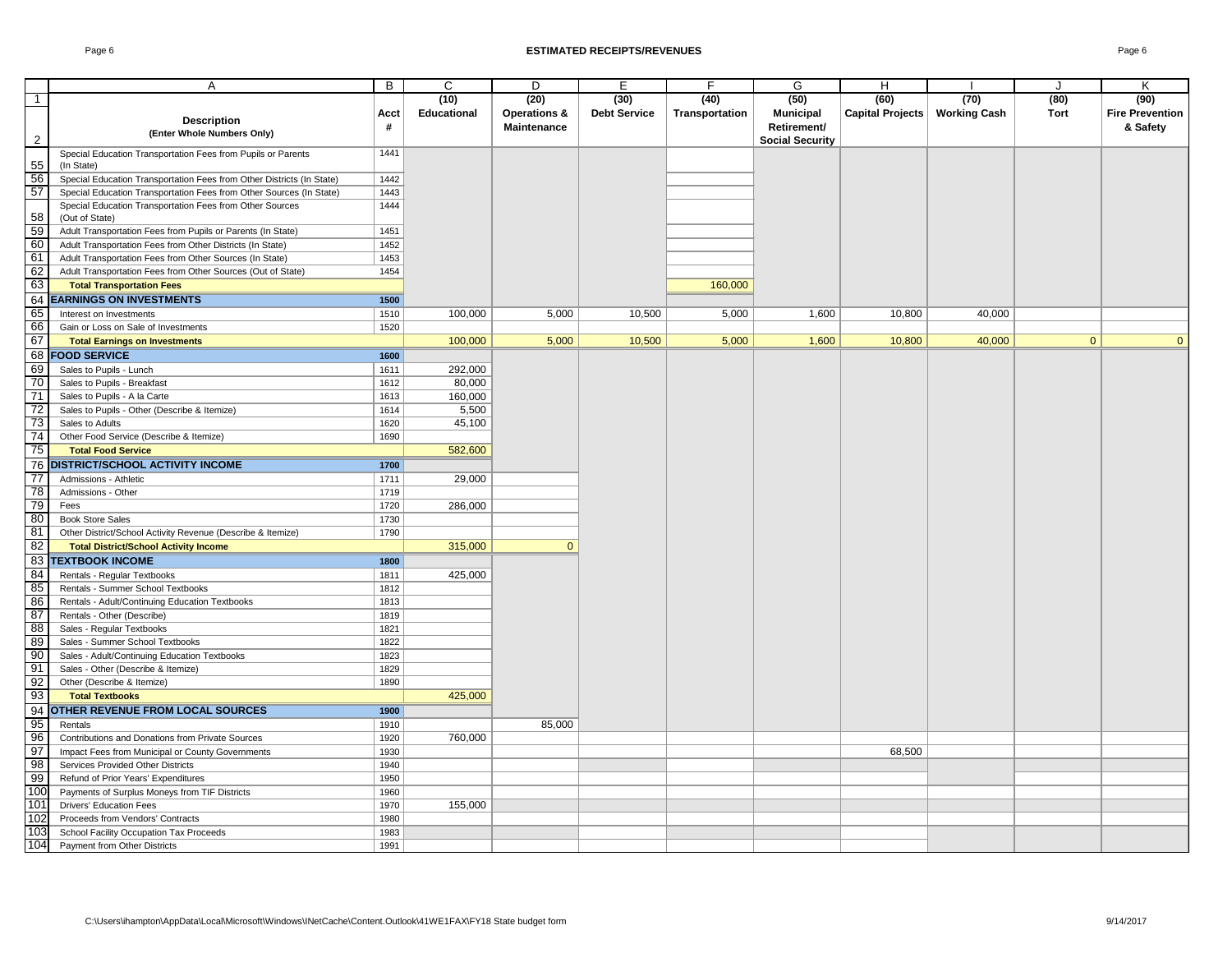# ESTIMATED RECEIPTS/REVENUES

| | A | B | C | D | E | F | G | H | I | J | K |
|---|---|---|---|---|---|---|---|---|---|---|---|
| 1 | | | (10) | (20) | (30) | (40) | (50) | (60) | (70) | (80) | (90) |
| 2 | **Description** (Enter Whole Numbers Only) | Acct # | Educational | Operations & Maintenance | Debt Service | Transportation | Municipal Retirement/ Social Security | Capital Projects | Working Cash | Tort | Fire Prevention & Safety |
| 55 | Special Education Transportation Fees from Pupils or Parents (In State) | 1441 | | | | | | | | | |
| 56 | Special Education Transportation Fees from Other Districts (In State) | 1442 | | | | | | | | | |
| 57 | Special Education Transportation Fees from Other Sources (In State) | 1443 | | | | | | | | | |
| 58 | Special Education Transportation Fees from Other Sources (Out of State) | 1444 | | | | | | | | | |
| 59 | Adult Transportation Fees from Pupils or Parents (In State) | 1451 | | | | | | | | | |
| 60 | Adult Transportation Fees from Other Districts (In State) | 1452 | | | | | | | | | |
| 61 | Adult Transportation Fees from Other Sources (In State) | 1453 | | | | | | | | | |
| 62 | Adult Transportation Fees from Other Sources (Out of State) | 1454 | | | | | | | | | |
| 63 | **Total Transportation Fees** | | | | | 160,000 | | | | | |
| 64 | **EARNINGS ON INVESTMENTS** | 1500 | | | | | | | | | |
| 65 | Interest on Investments | 1510 | 100,000 | 5,000 | 10,500 | 5,000 | 1,600 | 10,800 | 40,000 | | |
| 66 | Gain or Loss on Sale of Investments | 1520 | | | | | | | | | |
| 67 | **Total Earnings on Investments** | | 100,000 | 5,000 | 10,500 | 5,000 | 1,600 | 10,800 | 40,000 | 0 | 0 |
| 68 | **FOOD SERVICE** | 1600 | | | | | | | | | |
| 69 | Sales to Pupils - Lunch | 1611 | 292,000 | | | | | | | | |
| 70 | Sales to Pupils - Breakfast | 1612 | 80,000 | | | | | | | | |
| 71 | Sales to Pupils - A la Carte | 1613 | 160,000 | | | | | | | | |
| 72 | Sales to Pupils - Other (Describe & Itemize) | 1614 | 5,500 | | | | | | | | |
| 73 | Sales to Adults | 1620 | 45,100 | | | | | | | | |
| 74 | Other Food Service (Describe & Itemize) | 1690 | | | | | | | | | |
| 75 | **Total Food Service** | | 582,600 | | | | | | | | |
| 76 | **DISTRICT/SCHOOL ACTIVITY INCOME** | 1700 | | | | | | | | | |
| 77 | Admissions - Athletic | 1711 | 29,000 | | | | | | | | |
| 78 | Admissions - Other | 1719 | | | | | | | | | |
| 79 | Fees | 1720 | 286,000 | | | | | | | | |
| 80 | Book Store Sales | 1730 | | | | | | | | | |
| 81 | Other District/School Activity Revenue (Describe & Itemize) | 1790 | | | | | | | | | |
| 82 | **Total District/School Activity Income** | | 315,000 | 0 | | | | | | | |
| 83 | **TEXTBOOK INCOME** | 1800 | | | | | | | | | |
| 84 | Rentals - Regular Textbooks | 1811 | 425,000 | | | | | | | | |
| 85 | Rentals - Summer School Textbooks | 1812 | | | | | | | | | |
| 86 | Rentals - Adult/Continuing Education Textbooks | 1813 | | | | | | | | | |
| 87 | Rentals - Other (Describe) | 1819 | | | | | | | | | |
| 88 | Sales - Regular Textbooks | 1821 | | | | | | | | | |
| 89 | Sales - Summer School Textbooks | 1822 | | | | | | | | | |
| 90 | Sales - Adult/Continuing Education Textbooks | 1823 | | | | | | | | | |
| 91 | Sales - Other (Describe & Itemize) | 1829 | | | | | | | | | |
| 92 | Other (Describe & Itemize) | 1890 | | | | | | | | | |
| 93 | **Total Textbooks** | | 425,000 | | | | | | | | |
| 94 | **OTHER REVENUE FROM LOCAL SOURCES** | 1900 | | | | | | | | | |
| 95 | Rentals | 1910 | | 85,000 | | | | | | | |
| 96 | Contributions and Donations from Private Sources | 1920 | 760,000 | | | | | | | | |
| 97 | Impact Fees from Municipal or County Governments | 1930 | | | | | | 68,500 | | | |
| 98 | Services Provided Other Districts | 1940 | | | | | | | | | |
| 99 | Refund of Prior Years' Expenditures | 1950 | | | | | | | | | |
| 100 | Payments of Surplus Moneys from TIF Districts | 1960 | | | | | | | | | |
| 101 | Drivers' Education Fees | 1970 | 155,000 | | | | | | | | |
| 102 | Proceeds from Vendors' Contracts | 1980 | | | | | | | | | |
| 103 | School Facility Occupation Tax Proceeds | 1983 | | | | | | | | | |
| 104 | Payment from Other Districts | 1991 | | | | | | | | | |

C:\Users\ihampton\AppData\Local\Microsoft\Windows\INetCache\Content.Outlook\41WE1FAX\FY18 State budget form 9/14/2017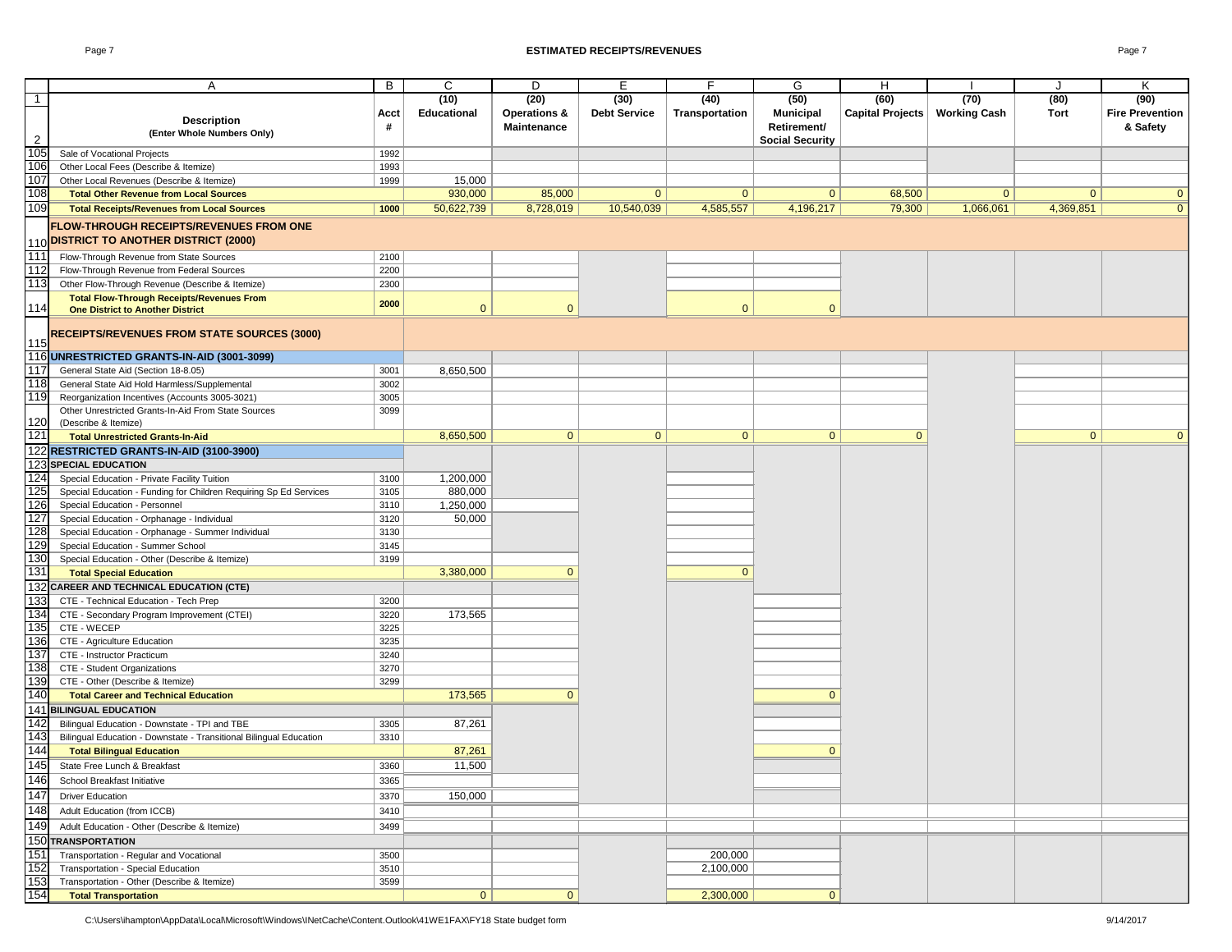## ESTIMATED RECEIPTS/REVENUES

| | A | B | C | D | E | F | G | H | I | J | K |
|---|---|---|---|---|---|---|---|---|---|---|---|
| 1 | | | (10) | (20) | (30) | (40) | (50) | (60) | (70) | (80) | (90) |
| 2 | **Description** (Enter Whole Numbers Only) | **Acct #** | **Educational** | **Operations & Maintenance** | **Debt Service** | **Transportation** | **Municipal Retirement/ Social Security** | **Capital Projects** | **Working Cash** | **Tort** | **Fire Prevention & Safety** |
| 105 | Sale of Vocational Projects | 1992 | | | | | | | | | |
| 106 | Other Local Fees (Describe & Itemize) | 1993 | | | | | | | | | |
| 107 | Other Local Revenues (Describe & Itemize) | 1999 | 15,000 | | | | | | | | |
| 108 | **Total Other Revenue from Local Sources** | | 930,000 | 85,000 | 0 | 0 | 0 | 68,500 | 0 | 0 | 0 |
| 109 | **Total Receipts/Revenues from Local Sources** | **1000** | 50,622,739 | 8,728,019 | 10,540,039 | 4,585,557 | 4,196,217 | 79,300 | 1,066,061 | 4,369,851 | 0 |
| 110 | **FLOW-THROUGH RECEIPTS/REVENUES FROM ONE DISTRICT TO ANOTHER DISTRICT (2000)** | | | | | | | | | | |
| 111 | Flow-Through Revenue from State Sources | 2100 | | | | | | | | | |
| 112 | Flow-Through Revenue from Federal Sources | 2200 | | | | | | | | | |
| 113 | Other Flow-Through Revenue (Describe & Itemize) | 2300 | | | | | | | | | |
| 114 | **Total Flow-Through Receipts/Revenues From One District to Another District** | **2000** | 0 | 0 | | 0 | 0 | | | | |
| 115 | **RECEIPTS/REVENUES FROM STATE SOURCES (3000)** | | | | | | | | | | |
| 116 | **UNRESTRICTED GRANTS-IN-AID (3001-3099)** | | | | | | | | | | |
| 117 | General State Aid (Section 18-8.05) | 3001 | 8,650,500 | | | | | | | | |
| 118 | General State Aid Hold Harmless/Supplemental | 3002 | | | | | | | | | |
| 119 | Reorganization Incentives (Accounts 3005-3021) | 3005 | | | | | | | | | |
| 120 | Other Unrestricted Grants-In-Aid From State Sources (Describe & Itemize) | 3099 | | | | | | | | | |
| 121 | **Total Unrestricted Grants-In-Aid** | | 8,650,500 | 0 | 0 | 0 | 0 | 0 | | 0 | 0 |
| 122 | **RESTRICTED GRANTS-IN-AID (3100-3900)** | | | | | | | | | | |
| 123 | **SPECIAL EDUCATION** | | | | | | | | | | |
| 124 | Special Education - Private Facility Tuition | 3100 | 1,200,000 | | | | | | | | |
| 125 | Special Education - Funding for Children Requiring Sp Ed Services | 3105 | 880,000 | | | | | | | | |
| 126 | Special Education - Personnel | 3110 | 1,250,000 | | | | | | | | |
| 127 | Special Education - Orphanage - Individual | 3120 | 50,000 | | | | | | | | |
| 128 | Special Education - Orphanage - Summer Individual | 3130 | | | | | | | | | |
| 129 | Special Education - Summer School | 3145 | | | | | | | | | |
| 130 | Special Education - Other (Describe & Itemize) | 3199 | | | | | | | | | |
| 131 | **Total Special Education** | | 3,380,000 | 0 | | 0 | | | | | |
| 132 | **CAREER AND TECHNICAL EDUCATION (CTE)** | | | | | | | | | | |
| 133 | CTE - Technical Education - Tech Prep | 3200 | | | | | | | | | |
| 134 | CTE - Secondary Program Improvement (CTEI) | 3220 | 173,565 | | | | | | | | |
| 135 | CTE - WECEP | 3225 | | | | | | | | | |
| 136 | CTE - Agriculture Education | 3235 | | | | | | | | | |
| 137 | CTE - Instructor Practicum | 3240 | | | | | | | | | |
| 138 | CTE - Student Organizations | 3270 | | | | | | | | | |
| 139 | CTE - Other (Describe & Itemize) | 3299 | | | | | | | | | |
| 140 | **Total Career and Technical Education** | | 173,565 | 0 | | | 0 | | | | |
| 141 | **BILINGUAL EDUCATION** | | | | | | | | | | |
| 142 | Bilingual Education - Downstate - TPI and TBE | 3305 | 87,261 | | | | | | | | |
| 143 | Bilingual Education - Downstate - Transitional Bilingual Education | 3310 | | | | | | | | | |
| 144 | **Total Bilingual Education** | | 87,261 | | | | 0 | | | | |
| 145 | State Free Lunch & Breakfast | 3360 | 11,500 | | | | | | | | |
| 146 | School Breakfast Initiative | 3365 | | | | | | | | | |
| 147 | Driver Education | 3370 | 150,000 | | | | | | | | |
| 148 | Adult Education (from ICCB) | 3410 | | | | | | | | | |
| 149 | Adult Education - Other (Describe & Itemize) | 3499 | | | | | | | | | |
| 150 | **TRANSPORTATION** | | | | | | | | | | |
| 151 | Transportation - Regular and Vocational | 3500 | | | | 200,000 | | | | | |
| 152 | Transportation - Special Education | 3510 | | | | 2,100,000 | | | | | |
| 153 | Transportation - Other (Describe & Itemize) | 3599 | | | | | | | | | |
| 154 | **Total Transportation** | | 0 | 0 | | 2,300,000 | 0 | | | | |

C:\Users\ihampton\AppData\Local\Microsoft\Windows\INetCache\Content.Outlook\41WE1FAX\FY18 State budget form 9/14/2017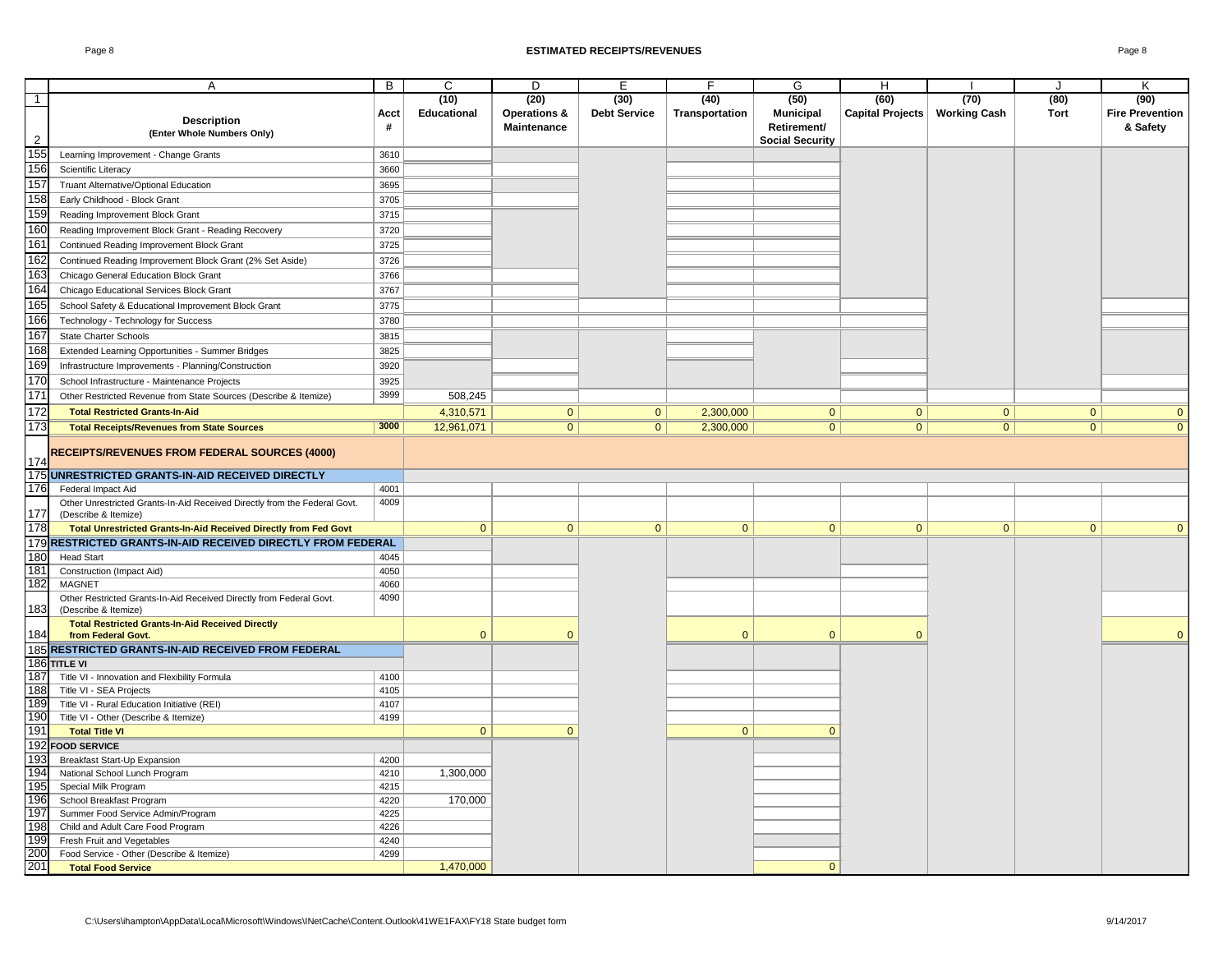## ESTIMATED RECEIPTS/REVENUES

| | A | B | C | D | E | F | G | H | I | J | K |
|---|---|---|---|---|---|---|---|---|---|---|---|
| 1 | | | (10) | (20) | (30) | (40) | (50) | (60) | (70) | (80) | (90) |
| 2 | **Description** (Enter Whole Numbers Only) | Acct # | Educational | Operations & Maintenance | Debt Service | Transportation | Municipal Retirement/ Social Security | Capital Projects | Working Cash | Tort | Fire Prevention & Safety |
| 155 | Learning Improvement - Change Grants | 3610 | | | | | | | | | |
| 156 | Scientific Literacy | 3660 | | | | | | | | | |
| 157 | Truant Alternative/Optional Education | 3695 | | | | | | | | | |
| 158 | Early Childhood - Block Grant | 3705 | | | | | | | | | |
| 159 | Reading Improvement Block Grant | 3715 | | | | | | | | | |
| 160 | Reading Improvement Block Grant - Reading Recovery | 3720 | | | | | | | | | |
| 161 | Continued Reading Improvement Block Grant | 3725 | | | | | | | | | |
| 162 | Continued Reading Improvement Block Grant (2% Set Aside) | 3726 | | | | | | | | | |
| 163 | Chicago General Education Block Grant | 3766 | | | | | | | | | |
| 164 | Chicago Educational Services Block Grant | 3767 | | | | | | | | | |
| 165 | School Safety & Educational Improvement Block Grant | 3775 | | | | | | | | | |
| 166 | Technology - Technology for Success | 3780 | | | | | | | | | |
| 167 | State Charter Schools | 3815 | | | | | | | | | |
| 168 | Extended Learning Opportunities - Summer Bridges | 3825 | | | | | | | | | |
| 169 | Infrastructure Improvements - Planning/Construction | 3920 | | | | | | | | | |
| 170 | School Infrastructure - Maintenance Projects | 3925 | | | | | | | | | |
| 171 | Other Restricted Revenue from State Sources (Describe & Itemize) | 3999 | 508,245 | | | | | | | | |
| 172 | **Total Restricted Grants-In-Aid** | | 4,310,571 | 0 | 0 | 2,300,000 | 0 | 0 | 0 | 0 | 0 |
| 173 | **Total Receipts/Revenues from State Sources** | 3000 | 12,961,071 | 0 | 0 | 2,300,000 | 0 | 0 | 0 | 0 | 0 |
| 174 | **RECEIPTS/REVENUES FROM FEDERAL SOURCES (4000)** | | | | | | | | | | |
| 175 | **UNRESTRICTED GRANTS-IN-AID RECEIVED DIRECTLY** | | | | | | | | | | |
| 176 | Federal Impact Aid | 4001 | | | | | | | | | |
| 177 | Other Unrestricted Grants-In-Aid Received Directly from the Federal Govt. (Describe & Itemize) | 4009 | | | | | | | | | |
| 178 | **Total Unrestricted Grants-In-Aid Received Directly from Fed Govt** | | 0 | 0 | 0 | 0 | 0 | 0 | 0 | 0 | 0 |
| 179 | **RESTRICTED GRANTS-IN-AID RECEIVED DIRECTLY FROM FEDERAL** | | | | | | | | | | |
| 180 | Head Start | 4045 | | | | | | | | | |
| 181 | Construction (Impact Aid) | 4050 | | | | | | | | | |
| 182 | MAGNET | 4060 | | | | | | | | | |
| 183 | Other Restricted Grants-In-Aid Received Directly from Federal Govt. (Describe & Itemize) | 4090 | | | | | | | | | |
| 184 | **Total Restricted Grants-In-Aid Received Directly from Federal Govt.** | | 0 | 0 | | 0 | 0 | 0 | | | 0 |
| 185 | **RESTRICTED GRANTS-IN-AID RECEIVED FROM FEDERAL** | | | | | | | | | | |
| 186 | **TITLE VI** | | | | | | | | | | |
| 187 | Title VI - Innovation and Flexibility Formula | 4100 | | | | | | | | | |
| 188 | Title VI - SEA Projects | 4105 | | | | | | | | | |
| 189 | Title VI - Rural Education Initiative (REI) | 4107 | | | | | | | | | |
| 190 | Title VI - Other (Describe & Itemize) | 4199 | | | | | | | | | |
| 191 | **Total Title VI** | | 0 | 0 | | 0 | 0 | | | | |
| 192 | **FOOD SERVICE** | | | | | | | | | | |
| 193 | Breakfast Start-Up Expansion | 4200 | | | | | | | | | |
| 194 | National School Lunch Program | 4210 | 1,300,000 | | | | | | | | |
| 195 | Special Milk Program | 4215 | | | | | | | | | |
| 196 | School Breakfast Program | 4220 | 170,000 | | | | | | | | |
| 197 | Summer Food Service Admin/Program | 4225 | | | | | | | | | |
| 198 | Child and Adult Care Food Program | 4226 | | | | | | | | | |
| 199 | Fresh Fruit and Vegetables | 4240 | | | | | | | | | |
| 200 | Food Service - Other (Describe & Itemize) | 4299 | | | | | | | | | |
| 201 | **Total Food Service** | | 1,470,000 | | | | 0 | | | | |

C:\Users\ihampton\AppData\Local\Microsoft\Windows\INetCache\Content.Outlook\41WE1FAX\FY18 State budget form 9/14/2017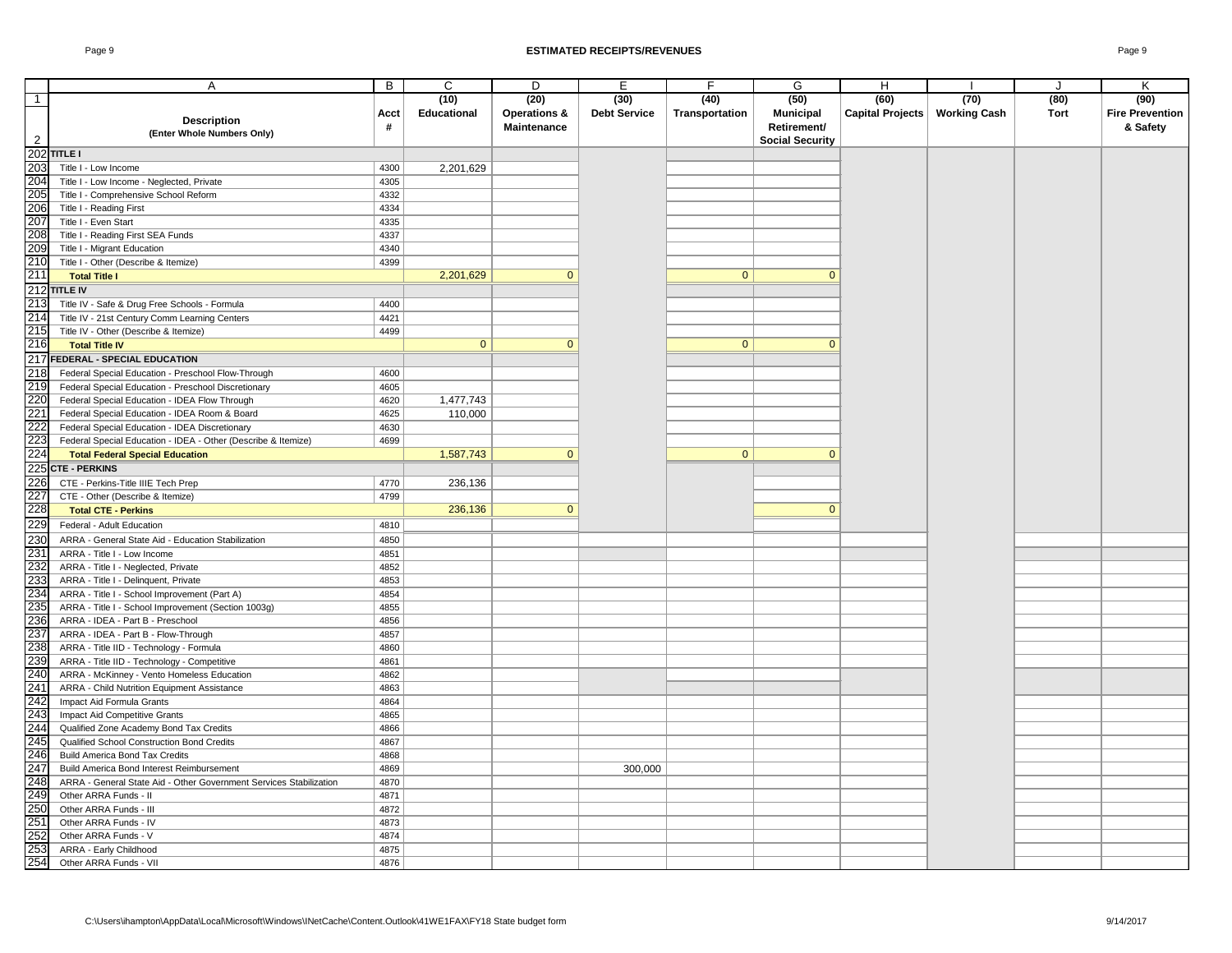# ESTIMATED RECEIPTS/REVENUES

| | A | B | C | D | E | F | G | H | I | J | K |
|---|---|---|---|---|---|---|---|---|---|---|---|
| 1 | | | (10) | (20) | (30) | (40) | (50) | (60) | (70) | (80) | (90) |
| 2 | **Description** (Enter Whole Numbers Only) | **Acct #** | **Educational** | **Operations & Maintenance** | **Debt Service** | **Transportation** | **Municipal Retirement/ Social Security** | **Capital Projects** | **Working Cash** | **Tort** | **Fire Prevention & Safety** |
| 202 | **TITLE I** | | | | | | | | | | |
| 203 | Title I - Low Income | 4300 | 2,201,629 | | | | | | | | |
| 204 | Title I - Low Income - Neglected, Private | 4305 | | | | | | | | | |
| 205 | Title I - Comprehensive School Reform | 4332 | | | | | | | | | |
| 206 | Title I - Reading First | 4334 | | | | | | | | | |
| 207 | Title I - Even Start | 4335 | | | | | | | | | |
| 208 | Title I - Reading First SEA Funds | 4337 | | | | | | | | | |
| 209 | Title I - Migrant Education | 4340 | | | | | | | | | |
| 210 | Title I - Other (Describe & Itemize) | 4399 | | | | | | | | | |
| 211 | **Total Title I** | | 2,201,629 | 0 | | 0 | 0 | | | | |
| 212 | **TITLE IV** | | | | | | | | | | |
| 213 | Title IV - Safe & Drug Free Schools - Formula | 4400 | | | | | | | | | |
| 214 | Title IV - 21st Century Comm Learning Centers | 4421 | | | | | | | | | |
| 215 | Title IV - Other (Describe & Itemize) | 4499 | | | | | | | | | |
| 216 | **Total Title IV** | | 0 | 0 | | 0 | 0 | | | | |
| 217 | **FEDERAL - SPECIAL EDUCATION** | | | | | | | | | | |
| 218 | Federal Special Education - Preschool Flow-Through | 4600 | | | | | | | | | |
| 219 | Federal Special Education - Preschool Discretionary | 4605 | | | | | | | | | |
| 220 | Federal Special Education - IDEA Flow Through | 4620 | 1,477,743 | | | | | | | | |
| 221 | Federal Special Education - IDEA Room & Board | 4625 | 110,000 | | | | | | | | |
| 222 | Federal Special Education - IDEA Discretionary | 4630 | | | | | | | | | |
| 223 | Federal Special Education - IDEA - Other (Describe & Itemize) | 4699 | | | | | | | | | |
| 224 | **Total Federal Special Education** | | 1,587,743 | 0 | | 0 | 0 | | | | |
| 225 | **CTE - PERKINS** | | | | | | | | | | |
| 226 | CTE - Perkins-Title IIIE Tech Prep | 4770 | 236,136 | | | | | | | | |
| 227 | CTE - Other (Describe & Itemize) | 4799 | | | | | | | | | |
| 228 | **Total CTE - Perkins** | | 236,136 | 0 | | | 0 | | | | |
| 229 | Federal - Adult Education | 4810 | | | | | | | | | |
| 230 | ARRA - General State Aid - Education Stabilization | 4850 | | | | | | | | | |
| 231 | ARRA - Title I - Low Income | 4851 | | | | | | | | | |
| 232 | ARRA - Title I - Neglected, Private | 4852 | | | | | | | | | |
| 233 | ARRA - Title I - Delinquent, Private | 4853 | | | | | | | | | |
| 234 | ARRA - Title I - School Improvement (Part A) | 4854 | | | | | | | | | |
| 235 | ARRA - Title I - School Improvement (Section 1003g) | 4855 | | | | | | | | | |
| 236 | ARRA - IDEA - Part B - Preschool | 4856 | | | | | | | | | |
| 237 | ARRA - IDEA - Part B - Flow-Through | 4857 | | | | | | | | | |
| 238 | ARRA - Title IID - Technology - Formula | 4860 | | | | | | | | | |
| 239 | ARRA - Title IID - Technology - Competitive | 4861 | | | | | | | | | |
| 240 | ARRA - McKinney - Vento Homeless Education | 4862 | | | | | | | | | |
| 241 | ARRA - Child Nutrition Equipment Assistance | 4863 | | | | | | | | | |
| 242 | Impact Aid Formula Grants | 4864 | | | | | | | | | |
| 243 | Impact Aid Competitive Grants | 4865 | | | | | | | | | |
| 244 | Qualified Zone Academy Bond Tax Credits | 4866 | | | | | | | | | |
| 245 | Qualified School Construction Bond Credits | 4867 | | | | | | | | | |
| 246 | Build America Bond Tax Credits | 4868 | | | | | | | | | |
| 247 | Build America Bond Interest Reimbursement | 4869 | | | 300,000 | | | | | | |
| 248 | ARRA - General State Aid - Other Government Services Stabilization | 4870 | | | | | | | | | |
| 249 | Other ARRA Funds - II | 4871 | | | | | | | | | |
| 250 | Other ARRA Funds - III | 4872 | | | | | | | | | |
| 251 | Other ARRA Funds - IV | 4873 | | | | | | | | | |
| 252 | Other ARRA Funds - V | 4874 | | | | | | | | | |
| 253 | ARRA - Early Childhood | 4875 | | | | | | | | | |
| 254 | Other ARRA Funds - VII | 4876 | | | | | | | | | |

C:\Users\ihampton\AppData\Local\Microsoft\Windows\INetCache\Content.Outlook\41WE1FAX\FY18 State budget form 9/14/2017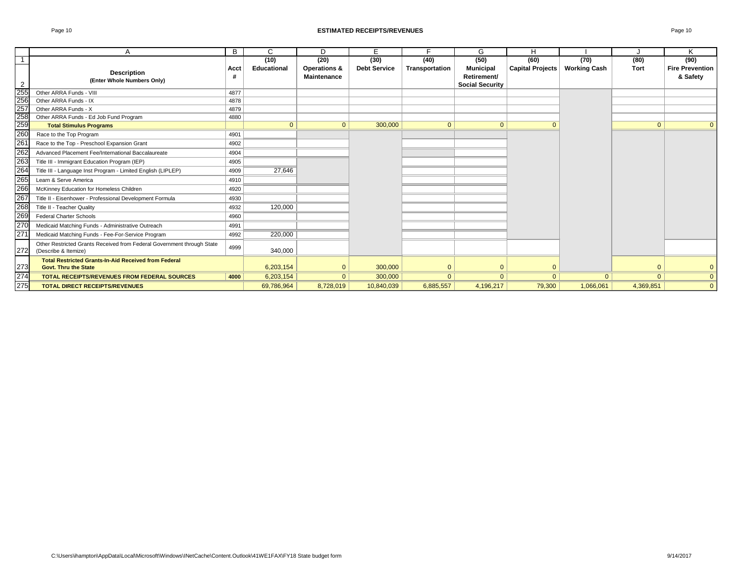# ESTIMATED RECEIPTS/REVENUES

| | A | B | C | D | E | F | G | H | I | J | K |
|---|---|---|---|---|---|---|---|---|---|---|---|
| 1 | | | (10) | (20) | (30) | (40) | (50) | (60) | (70) | (80) | (90) |
| 2 | **Description** (Enter Whole Numbers Only) | Acct # | Educational | Operations & Maintenance | Debt Service | Transportation | Municipal Retirement/ Social Security | Capital Projects | Working Cash | Tort | Fire Prevention & Safety |
| 255 | Other ARRA Funds - VIII | 4877 | | | | | | | | | |
| 256 | Other ARRA Funds - IX | 4878 | | | | | | | | | |
| 257 | Other ARRA Funds - X | 4879 | | | | | | | | | |
| 258 | Other ARRA Funds - Ed Job Fund Program | 4880 | | | | | | | | | |
| 259 | **Total Stimulus Programs** | | 0 | 0 | 300,000 | 0 | 0 | 0 | | 0 | 0 |
| 260 | Race to the Top Program | 4901 | | | | | | | | | |
| 261 | Race to the Top - Preschool Expansion Grant | 4902 | | | | | | | | | |
| 262 | Advanced Placement Fee/International Baccalaureate | 4904 | | | | | | | | | |
| 263 | Title III - Immigrant Education Program (IEP) | 4905 | | | | | | | | | |
| 264 | Title III - Language Inst Program - Limited English (LIPLEP) | 4909 | 27,646 | | | | | | | | |
| 265 | Learn & Serve America | 4910 | | | | | | | | | |
| 266 | McKinney Education for Homeless Children | 4920 | | | | | | | | | |
| 267 | Title II - Eisenhower - Professional Development Formula | 4930 | | | | | | | | | |
| 268 | Title II - Teacher Quality | 4932 | 120,000 | | | | | | | | |
| 269 | Federal Charter Schools | 4960 | | | | | | | | | |
| 270 | Medicaid Matching Funds - Administrative Outreach | 4991 | | | | | | | | | |
| 271 | Medicaid Matching Funds - Fee-For-Service Program | 4992 | 220,000 | | | | | | | | |
| 272 | Other Restricted Grants Received from Federal Government through State (Describe & Itemize) | 4999 | 340,000 | | | | | | | | |
| 273 | **Total Restricted Grants-In-Aid Received from Federal Govt. Thru the State** | | 6,203,154 | 0 | 300,000 | 0 | 0 | 0 | | 0 | 0 |
| 274 | **TOTAL RECEIPTS/REVENUES FROM FEDERAL SOURCES** | **4000** | 6,203,154 | 0 | 300,000 | 0 | 0 | 0 | 0 | 0 | 0 |
| 275 | **TOTAL DIRECT RECEIPTS/REVENUES** | | 69,786,964 | 8,728,019 | 10,840,039 | 6,885,557 | 4,196,217 | 79,300 | 1,066,061 | 4,369,851 | 0 |

C:\Users\ihampton\AppData\Local\Microsoft\Windows\INetCache\Content.Outlook\41WE1FAX\FY18 State budget form

9/14/2017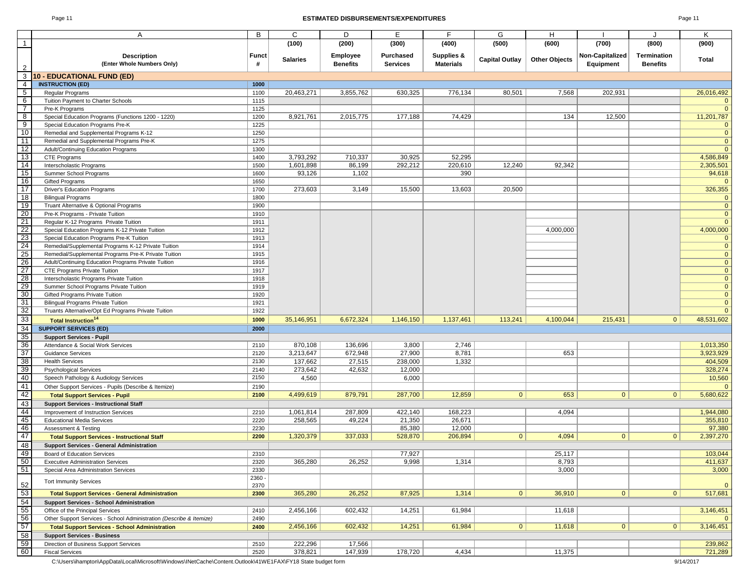## ESTIMATED DISBURSEMENTS/EXPENDITURES

| | A | B | C | D | E | F | G | H | I | J | K |
|---|---|---|---|---|---|---|---|---|---|---|---|
| 1 | | | (100) | (200) | (300) | (400) | (500) | (600) | (700) | (800) | (900) |
| 2 | **Description (Enter Whole Numbers Only)** | **Funct #** | **Salaries** | **Employee Benefits** | **Purchased Services** | **Supplies & Materials** | **Capital Outlay** | **Other Objects** | **Non-Capitalized Equipment** | **Termination Benefits** | **Total** |
| 3 | **10 - EDUCATIONAL FUND (ED)** | | | | | | | | | | |
| 4 | **INSTRUCTION (ED)** | **1000** | | | | | | | | | |
| 5 | Regular Programs | 1100 | 20,463,271 | 3,855,762 | 630,325 | 776,134 | 80,501 | 7,568 | 202,931 | | 26,016,492 |
| 6 | Tuition Payment to Charter Schools | 1115 | | | | | | | | | 0 |
| 7 | Pre-K Programs | 1125 | | | | | | | | | 0 |
| 8 | Special Education Programs (Functions 1200 - 1220) | 1200 | 8,921,761 | 2,015,775 | 177,188 | 74,429 | | 134 | 12,500 | | 11,201,787 |
| 9 | Special Education Programs Pre-K | 1225 | | | | | | | | | 0 |
| 10 | Remedial and Supplemental Programs K-12 | 1250 | | | | | | | | | 0 |
| 11 | Remedial and Supplemental Programs Pre-K | 1275 | | | | | | | | | 0 |
| 12 | Adult/Continuing Education Programs | 1300 | | | | | | | | | 0 |
| 13 | CTE Programs | 1400 | 3,793,292 | 710,337 | 30,925 | 52,295 | | | | | 4,586,849 |
| 14 | Interscholastic Programs | 1500 | 1,601,898 | 86,199 | 292,212 | 220,610 | 12,240 | 92,342 | | | 2,305,501 |
| 15 | Summer School Programs | 1600 | 93,126 | 1,102 | | 390 | | | | | 94,618 |
| 16 | Gifted Programs | 1650 | | | | | | | | | 0 |
| 17 | Driver's Education Programs | 1700 | 273,603 | 3,149 | 15,500 | 13,603 | 20,500 | | | | 326,355 |
| 18 | Bilingual Programs | 1800 | | | | | | | | | 0 |
| 19 | Truant Alternative & Optional Programs | 1900 | | | | | | | | | 0 |
| 20 | Pre-K Programs - Private Tuition | 1910 | | | | | | | | | 0 |
| 21 | Regular K-12 Programs Private Tuition | 1911 | | | | | | | | | 0 |
| 22 | Special Education Programs K-12 Private Tuition | 1912 | | | | | | 4,000,000 | | | 4,000,000 |
| 23 | Special Education Programs Pre-K Tuition | 1913 | | | | | | | | | 0 |
| 24 | Remedial/Supplemental Programs K-12 Private Tuition | 1914 | | | | | | | | | 0 |
| 25 | Remedial/Supplemental Programs Pre-K Private Tuition | 1915 | | | | | | | | | 0 |
| 26 | Adult/Continuing Education Programs Private Tuition | 1916 | | | | | | | | | 0 |
| 27 | CTE Programs Private Tuition | 1917 | | | | | | | | | 0 |
| 28 | Interscholastic Programs Private Tuition | 1918 | | | | | | | | | 0 |
| 29 | Summer School Programs Private Tuition | 1919 | | | | | | | | | 0 |
| 30 | Gifted Programs Private Tuition | 1920 | | | | | | | | | 0 |
| 31 | Bilingual Programs Private Tuition | 1921 | | | | | | | | | 0 |
| 32 | Truants Alternative/Opt Ed Programs Private Tuition | 1922 | | | | | | | | | 0 |
| 33 | **Total Instruction[14]** | **1000** | 35,146,951 | 6,672,324 | 1,146,150 | 1,137,461 | 113,241 | 4,100,044 | 215,431 | 0 | 48,531,602 |
| 34 | **SUPPORT SERVICES (ED)** | **2000** | | | | | | | | | |
| 35 | **Support Services - Pupil** | | | | | | | | | | |
| 36 | Attendance & Social Work Services | 2110 | 870,108 | 136,696 | 3,800 | 2,746 | | | | | 1,013,350 |
| 37 | Guidance Services | 2120 | 3,213,647 | 672,948 | 27,900 | 8,781 | | 653 | | | 3,923,929 |
| 38 | Health Services | 2130 | 137,662 | 27,515 | 238,000 | 1,332 | | | | | 404,509 |
| 39 | Psychological Services | 2140 | 273,642 | 42,632 | 12,000 | | | | | | 328,274 |
| 40 | Speech Pathology & Audiology Services | 2150 | 4,560 | | 6,000 | | | | | | 10,560 |
| 41 | Other Support Services - Pupils (Describe & Itemize) | 2190 | | | | | | | | | 0 |
| 42 | **Total Support Services - Pupil** | **2100** | 4,499,619 | 879,791 | 287,700 | 12,859 | 0 | 653 | 0 | 0 | 5,680,622 |
| 43 | **Support Services - Instructional Staff** | | | | | | | | | | |
| 44 | Improvement of Instruction Services | 2210 | 1,061,814 | 287,809 | 422,140 | 168,223 | | 4,094 | | | 1,944,080 |
| 45 | Educational Media Services | 2220 | 258,565 | 49,224 | 21,350 | 26,671 | | | | | 355,810 |
| 46 | Assessment & Testing | 2230 | | | 85,380 | 12,000 | | | | | 97,380 |
| 47 | **Total Support Services - Instructional Staff** | **2200** | 1,320,379 | 337,033 | 528,870 | 206,894 | 0 | 4,094 | 0 | 0 | 2,397,270 |
| 48 | **Support Services - General Administration** | | | | | | | | | | |
| 49 | Board of Education Services | 2310 | | | 77,927 | | | 25,117 | | | 103,044 |
| 50 | Executive Administration Services | 2320 | 365,280 | 26,252 | 9,998 | 1,314 | | 8,793 | | | 411,637 |
| 51 | Special Area Administration Services | 2330 | | | | | | 3,000 | | | 3,000 |
| 52 | Tort Immunity Services | 2360 - 2370 | | | | | | | | | 0 |
| 53 | **Total Support Services - General Administration** | **2300** | 365,280 | 26,252 | 87,925 | 1,314 | 0 | 36,910 | 0 | 0 | 517,681 |
| 54 | **Support Services - School Administration** | | | | | | | | | | |
| 55 | Office of the Principal Services | 2410 | 2,456,166 | 602,432 | 14,251 | 61,984 | | 11,618 | | | 3,146,451 |
| 56 | Other Support Services - School Administration *(Describe & Itemize)* | 2490 | | | | | | | | | 0 |
| 57 | **Total Support Services - School Administration** | **2400** | 2,456,166 | 602,432 | 14,251 | 61,984 | 0 | 11,618 | 0 | 0 | 3,146,451 |
| 58 | **Support Services - Business** | | | | | | | | | | |
| 59 | Direction of Business Support Services | 2510 | 222,296 | 17,566 | | | | | | | 239,862 |
| 60 | Fiscal Services | 2520 | 378,821 | 147,939 | 178,720 | 4,434 | | 11,375 | | | 721,289 |

C:\Users\ihampton\AppData\Local\Microsoft\Windows\INetCache\Content.Outlook\41WE1FAX\FY18 State budget form 9/14/2017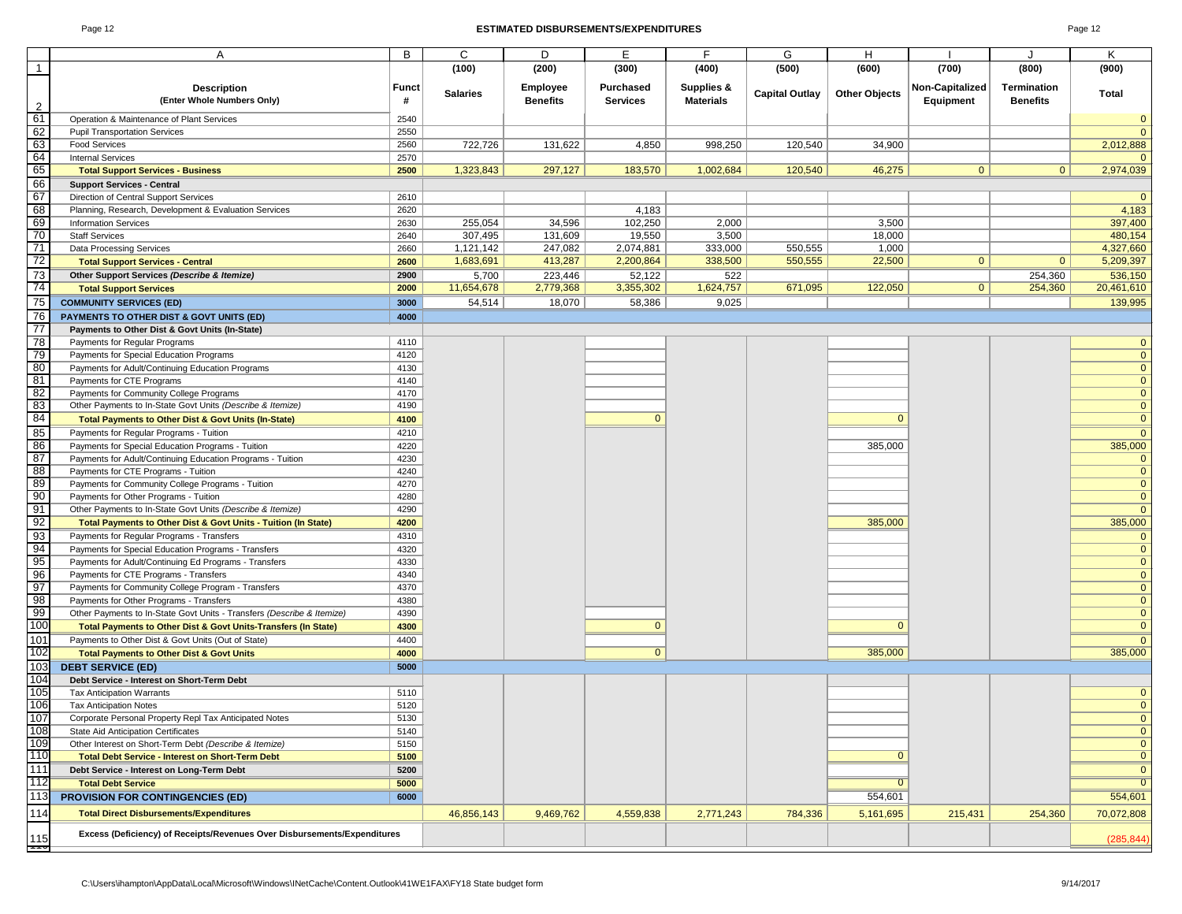## ESTIMATED DISBURSEMENTS/EXPENDITURES

| | A | B | C | D | E | F | G | H | I | J | K |
|---|---|---|---|---|---|---|---|---|---|---|---|
| 1 | | | (100) | (200) | (300) | (400) | (500) | (600) | (700) | (800) | (900) |
| 2 | **Description (Enter Whole Numbers Only)** | **Funct #** | **Salaries** | **Employee Benefits** | **Purchased Services** | **Supplies & Materials** | **Capital Outlay** | **Other Objects** | **Non-Capitalized Equipment** | **Termination Benefits** | **Total** |
| 61 | Operation & Maintenance of Plant Services | 2540 | | | | | | | | | 0 |
| 62 | Pupil Transportation Services | 2550 | | | | | | | | | 0 |
| 63 | Food Services | 2560 | 722,726 | 131,622 | 4,850 | 998,250 | 120,540 | 34,900 | | | 2,012,888 |
| 64 | Internal Services | 2570 | | | | | | | | | 0 |
| 65 | **Total Support Services - Business** | **2500** | 1,323,843 | 297,127 | 183,570 | 1,002,684 | 120,540 | 46,275 | 0 | 0 | 2,974,039 |
| 66 | **Support Services - Central** | | | | | | | | | | |
| 67 | Direction of Central Support Services | 2610 | | | | | | | | | 0 |
| 68 | Planning, Research, Development & Evaluation Services | 2620 | | | 4,183 | | | | | | 4,183 |
| 69 | Information Services | 2630 | 255,054 | 34,596 | 102,250 | 2,000 | | 3,500 | | | 397,400 |
| 70 | Staff Services | 2640 | 307,495 | 131,609 | 19,550 | 3,500 | | 18,000 | | | 480,154 |
| 71 | Data Processing Services | 2660 | 1,121,142 | 247,082 | 2,074,881 | 333,000 | 550,555 | 1,000 | | | 4,327,660 |
| 72 | **Total Support Services - Central** | **2600** | 1,683,691 | 413,287 | 2,200,864 | 338,500 | 550,555 | 22,500 | 0 | 0 | 5,209,397 |
| 73 | **Other Support Services *(Describe & Itemize)*** | **2900** | 5,700 | 223,446 | 52,122 | 522 | | | | 254,360 | 536,150 |
| 74 | **Total Support Services** | **2000** | 11,654,678 | 2,779,368 | 3,355,302 | 1,624,757 | 671,095 | 122,050 | 0 | 254,360 | 20,461,610 |
| 75 | **COMMUNITY SERVICES (ED)** | **3000** | 54,514 | 18,070 | 58,386 | 9,025 | | | | | 139,995 |
| 76 | **PAYMENTS TO OTHER DIST & GOVT UNITS (ED)** | **4000** | | | | | | | | | |
| 77 | **Payments to Other Dist & Govt Units (In-State)** | | | | | | | | | | |
| 78 | Payments for Regular Programs | 4110 | | | | | | | | | 0 |
| 79 | Payments for Special Education Programs | 4120 | | | | | | | | | 0 |
| 80 | Payments for Adult/Continuing Education Programs | 4130 | | | | | | | | | 0 |
| 81 | Payments for CTE Programs | 4140 | | | | | | | | | 0 |
| 82 | Payments for Community College Programs | 4170 | | | | | | | | | 0 |
| 83 | Other Payments to In-State Govt Units *(Describe & Itemize)* | 4190 | | | | | | | | | 0 |
| 84 | **Total Payments to Other Dist & Govt Units (In-State)** | **4100** | | | 0 | | | 0 | | | 0 |
| 85 | Payments for Regular Programs - Tuition | 4210 | | | | | | | | | 0 |
| 86 | Payments for Special Education Programs - Tuition | 4220 | | | | | | 385,000 | | | 385,000 |
| 87 | Payments for Adult/Continuing Education Programs - Tuition | 4230 | | | | | | | | | 0 |
| 88 | Payments for CTE Programs - Tuition | 4240 | | | | | | | | | 0 |
| 89 | Payments for Community College Programs - Tuition | 4270 | | | | | | | | | 0 |
| 90 | Payments for Other Programs - Tuition | 4280 | | | | | | | | | 0 |
| 91 | Other Payments to In-State Govt Units *(Describe & Itemize)* | 4290 | | | | | | | | | 0 |
| 92 | **Total Payments to Other Dist & Govt Units - Tuition (In State)** | **4200** | | | | | | 385,000 | | | 385,000 |
| 93 | Payments for Regular Programs - Transfers | 4310 | | | | | | | | | 0 |
| 94 | Payments for Special Education Programs - Transfers | 4320 | | | | | | | | | 0 |
| 95 | Payments for Adult/Continuing Ed Programs - Transfers | 4330 | | | | | | | | | 0 |
| 96 | Payments for CTE Programs - Transfers | 4340 | | | | | | | | | 0 |
| 97 | Payments for Community College Program - Transfers | 4370 | | | | | | | | | 0 |
| 98 | Payments for Other Programs - Transfers | 4380 | | | | | | | | | 0 |
| 99 | Other Payments to In-State Govt Units - Transfers *(Describe & Itemize)* | 4390 | | | | | | | | | 0 |
| 100 | **Total Payments to Other Dist & Govt Units-Transfers (In State)** | **4300** | | | 0 | | | 0 | | | 0 |
| 101 | Payments to Other Dist & Govt Units (Out of State) | 4400 | | | | | | | | | 0 |
| 102 | **Total Payments to Other Dist & Govt Units** | **4000** | | | 0 | | | 385,000 | | | 385,000 |
| 103 | **DEBT SERVICE (ED)** | **5000** | | | | | | | | | |
| 104 | **Debt Service - Interest on Short-Term Debt** | | | | | | | | | | |
| 105 | Tax Anticipation Warrants | 5110 | | | | | | | | | 0 |
| 106 | Tax Anticipation Notes | 5120 | | | | | | | | | 0 |
| 107 | Corporate Personal Property Repl Tax Anticipated Notes | 5130 | | | | | | | | | 0 |
| 108 | State Aid Anticipation Certificates | 5140 | | | | | | | | | 0 |
| 109 | Other Interest on Short-Term Debt *(Describe & Itemize)* | 5150 | | | | | | | | | 0 |
| 110 | **Total Debt Service - Interest on Short-Term Debt** | **5100** | | | | | | 0 | | | 0 |
| 111 | **Debt Service - Interest on Long-Term Debt** | **5200** | | | | | | | | | 0 |
| 112 | **Total Debt Service** | **5000** | | | | | | 0 | | | 0 |
| 113 | **PROVISION FOR CONTINGENCIES (ED)** | **6000** | | | | | | 554,601 | | | 554,601 |
| 114 | **Total Direct Disbursements/Expenditures** | | 46,856,143 | 9,469,762 | 4,559,838 | 2,771,243 | 784,336 | 5,161,695 | 215,431 | 254,360 | 70,072,808 |
| 115 | **Excess (Deficiency) of Receipts/Revenues Over Disbursements/Expenditures** | | | | | | | | | | (285,844) |

C:\Users\ihampton\AppData\Local\Microsoft\Windows\INetCache\Content.Outlook\41WE1FAX\FY18 State budget form 9/14/2017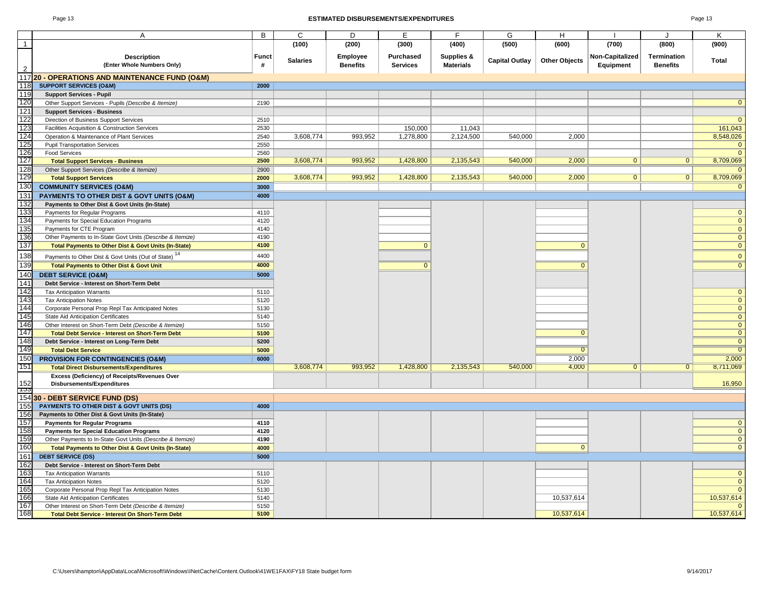## ESTIMATED DISBURSEMENTS/EXPENDITURES

| | A | B | C | D | E | F | G | H | I | J | K |
|---|---|---|---|---|---|---|---|---|---|---|---|
| 1 | | | (100) | (200) | (300) | (400) | (500) | (600) | (700) | (800) | (900) |
| 2 | **Description (Enter Whole Numbers Only)** | **Funct #** | **Salaries** | **Employee Benefits** | **Purchased Services** | **Supplies & Materials** | **Capital Outlay** | **Other Objects** | **Non-Capitalized Equipment** | **Termination Benefits** | **Total** |
| 117 | **20 - OPERATIONS AND MAINTENANCE FUND (O&M)** | | | | | | | | | | |
| 118 | **SUPPORT SERVICES (O&M)** | **2000** | | | | | | | | | |
| 119 | **Support Services - Pupil** | | | | | | | | | | |
| 120 | Other Support Services - Pupils *(Describe & Itemize)* | 2190 | | | | | | | | | 0 |
| 121 | **Support Services - Business** | | | | | | | | | | |
| 122 | Direction of Business Support Services | 2510 | | | | | | | | | 0 |
| 123 | Facilities Acquisition & Construction Services | 2530 | | | 150,000 | 11,043 | | | | | 161,043 |
| 124 | Operation & Maintenance of Plant Services | 2540 | 3,608,774 | 993,952 | 1,278,800 | 2,124,500 | 540,000 | 2,000 | | | 8,548,026 |
| 125 | Pupil Transportation Services | 2550 | | | | | | | | | 0 |
| 126 | Food Services | 2560 | | | | | | | | | 0 |
| 127 | **Total Support Services - Business** | **2500** | 3,608,774 | 993,952 | 1,428,800 | 2,135,543 | 540,000 | 2,000 | 0 | 0 | 8,709,069 |
| 128 | Other Support Services *(Describe & Itemize)* | 2900 | | | | | | | | | 0 |
| 129 | **Total Support Services** | **2000** | 3,608,774 | 993,952 | 1,428,800 | 2,135,543 | 540,000 | 2,000 | 0 | 0 | 8,709,069 |
| 130 | **COMMUNITY SERVICES (O&M)** | **3000** | | | | | | | | | 0 |
| 131 | **PAYMENTS TO OTHER DIST & GOVT UNITS (O&M)** | **4000** | | | | | | | | | |
| 132 | **Payments to Other Dist & Govt Units (In-State)** | | | | | | | | | | |
| 133 | Payments for Regular Programs | 4110 | | | | | | | | | 0 |
| 134 | Payments for Special Education Programs | 4120 | | | | | | | | | 0 |
| 135 | Payments for CTE Program | 4140 | | | | | | | | | 0 |
| 136 | Other Payments to In-State Govt Units *(Describe & Itemize)* | 4190 | | | | | | | | | 0 |
| 137 | **Total Payments to Other Dist & Govt Units (In-State)** | **4100** | | | 0 | | | 0 | | | 0 |
| 138 | Payments to Other Dist & Govt Units (Out of State) [14] | 4400 | | | | | | | | | 0 |
| 139 | **Total Payments to Other Dist & Govt Unit** | **4000** | | | 0 | | | 0 | | | 0 |
| 140 | **DEBT SERVICE (O&M)** | **5000** | | | | | | | | | |
| 141 | **Debt Service - Interest on Short-Term Debt** | | | | | | | | | | |
| 142 | Tax Anticipation Warrants | 5110 | | | | | | | | | 0 |
| 143 | Tax Anticipation Notes | 5120 | | | | | | | | | 0 |
| 144 | Corporate Personal Prop Repl Tax Anticipated Notes | 5130 | | | | | | | | | 0 |
| 145 | State Aid Anticipation Certificates | 5140 | | | | | | | | | 0 |
| 146 | Other Interest on Short-Term Debt *(Describe & Itemize)* | 5150 | | | | | | | | | 0 |
| 147 | **Total Debt Service - Interest on Short-Term Debt** | **5100** | | | | | | 0 | | | 0 |
| 148 | **Debt Service - Interest on Long-Term Debt** | **5200** | | | | | | | | | 0 |
| 149 | **Total Debt Service** | **5000** | | | | | | 0 | | | 0 |
| 150 | **PROVISION FOR CONTINGENCIES (O&M)** | **6000** | | | | | | 2,000 | | | 2,000 |
| 151 | **Total Direct Disbursements/Expenditures** | | 3,608,774 | 993,952 | 1,428,800 | 2,135,543 | 540,000 | 4,000 | 0 | 0 | 8,711,069 |
| 152 | **Excess (Deficiency) of Receipts/Revenues Over Disbursements/Expenditures** | | | | | | | | | | 16,950 |
| 154 | **30 - DEBT SERVICE FUND (DS)** | | | | | | | | | | |
| 155 | **PAYMENTS TO OTHER DIST & GOVT UNITS (DS)** | **4000** | | | | | | | | | |
| 156 | **Payments to Other Dist & Govt Units (In-State)** | | | | | | | | | | |
| 157 | **Payments for Regular Programs** | **4110** | | | | | | | | | 0 |
| 158 | **Payments for Special Education Programs** | **4120** | | | | | | | | | 0 |
| 159 | Other Payments to In-State Govt Units *(Describe & Itemize)* | 4190 | | | | | | | | | 0 |
| 160 | **Total Payments to Other Dist & Govt Units (In-State)** | **4000** | | | | | | 0 | | | 0 |
| 161 | **DEBT SERVICE (DS)** | **5000** | | | | | | | | | |
| 162 | **Debt Service - Interest on Short-Term Debt** | | | | | | | | | | |
| 163 | Tax Anticipation Warrants | 5110 | | | | | | | | | 0 |
| 164 | Tax Anticipation Notes | 5120 | | | | | | | | | 0 |
| 165 | Corporate Personal Prop Repl Tax Anticipation Notes | 5130 | | | | | | | | | 0 |
| 166 | State Aid Anticipation Certificates | 5140 | | | | | | 10,537,614 | | | 10,537,614 |
| 167 | Other Interest on Short-Term Debt *(Describe & Itemize)* | 5150 | | | | | | | | | 0 |
| 168 | **Total Debt Service - Interest On Short-Term Debt** | **5100** | | | | | | 10,537,614 | | | 10,537,614 |

C:\Users\ihampton\AppData\Local\Microsoft\Windows\INetCache\Content.Outlook\41WE1FAX\FY18 State budget form

9/14/2017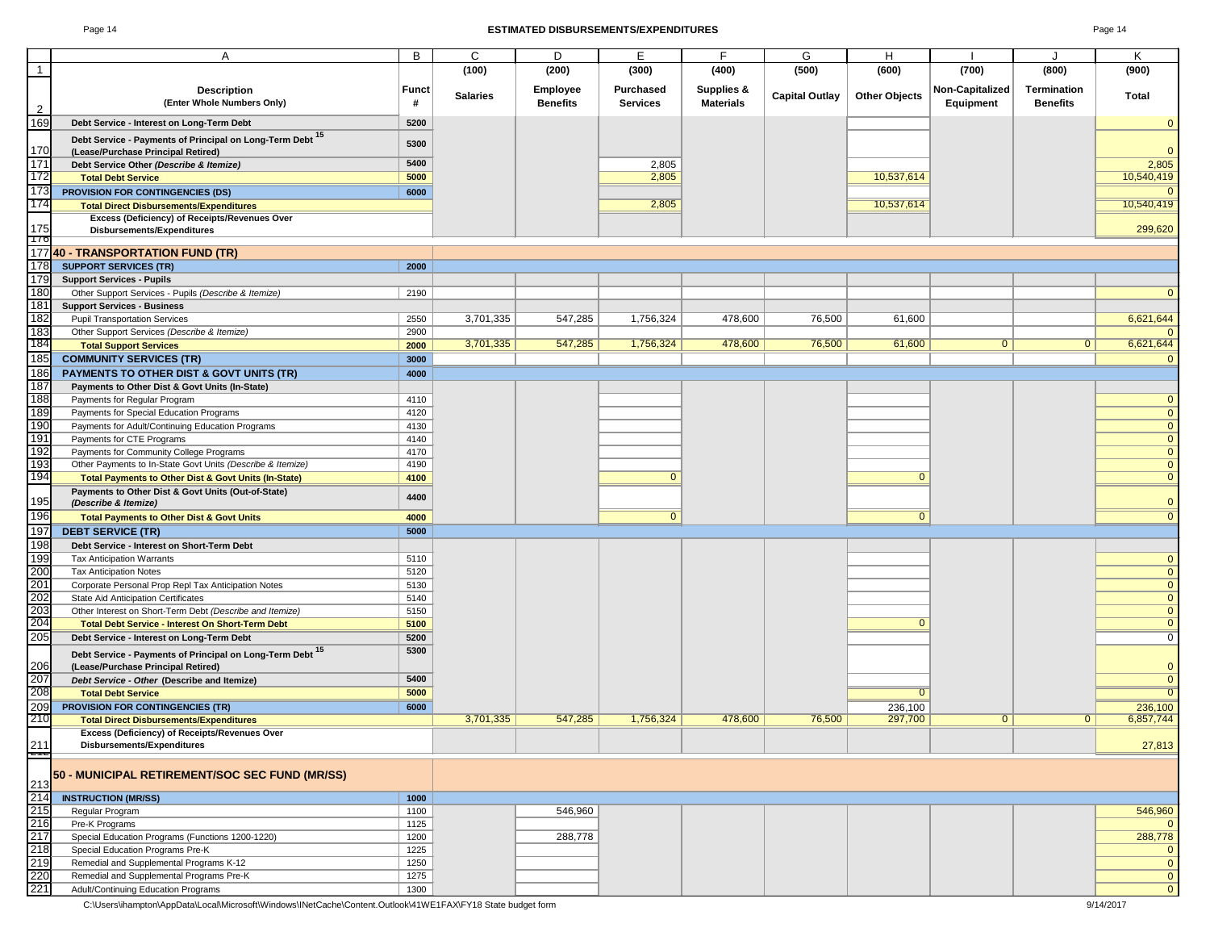## ESTIMATED DISBURSEMENTS/EXPENDITURES

| | A | B | C | D | E | F | G | H | I | J | K |
|---|---|---|---|---|---|---|---|---|---|---|---|
| 1 | | | (100) | (200) | (300) | (400) | (500) | (600) | (700) | (800) | (900) |
| 2 | **Description** (Enter Whole Numbers Only) | **Funct #** | **Salaries** | **Employee Benefits** | **Purchased Services** | **Supplies & Materials** | **Capital Outlay** | **Other Objects** | **Non-Capitalized Equipment** | **Termination Benefits** | **Total** |
| 169 | **Debt Service - Interest on Long-Term Debt** | **5200** | | | | | | | | | 0 |
| 170 | **Debt Service - Payments of Principal on Long-Term Debt [15] (Lease/Purchase Principal Retired)** | **5300** | | | | | | | | | 0 |
| 171 | **Debt Service Other *(Describe & Itemize)*** | **5400** | | | 2,805 | | | | | | 2,805 |
| 172 | **Total Debt Service** | **5000** | | | 2,805 | | | 10,537,614 | | | 10,540,419 |
| 173 | **PROVISION FOR CONTINGENCIES (DS)** | **6000** | | | | | | | | | 0 |
| 174 | **Total Direct Disbursements/Expenditures** | | | | 2,805 | | | 10,537,614 | | | 10,540,419 |
| 175 | **Excess (Deficiency) of Receipts/Revenues Over Disbursements/Expenditures** | | | | | | | | | | 299,620 |
| 176 | | | | | | | | | | | |
| 177 | **40 - TRANSPORTATION FUND (TR)** | | | | | | | | | | |
| 178 | **SUPPORT SERVICES (TR)** | **2000** | | | | | | | | | |
| 179 | **Support Services - Pupils** | | | | | | | | | | |
| 180 | Other Support Services - Pupils *(Describe & Itemize)* | 2190 | | | | | | | | | 0 |
| 181 | **Support Services - Business** | | | | | | | | | | |
| 182 | Pupil Transportation Services | 2550 | 3,701,335 | 547,285 | 1,756,324 | 478,600 | 76,500 | 61,600 | | | 6,621,644 |
| 183 | Other Support Services *(Describe & Itemize)* | 2900 | | | | | | | | | 0 |
| 184 | **Total Support Services** | **2000** | 3,701,335 | 547,285 | 1,756,324 | 478,600 | 76,500 | 61,600 | 0 | 0 | 6,621,644 |
| 185 | **COMMUNITY SERVICES (TR)** | **3000** | | | | | | | | | 0 |
| 186 | **PAYMENTS TO OTHER DIST & GOVT UNITS (TR)** | **4000** | | | | | | | | | |
| 187 | **Payments to Other Dist & Govt Units (In-State)** | | | | | | | | | | |
| 188 | Payments for Regular Program | 4110 | | | | | | | | | 0 |
| 189 | Payments for Special Education Programs | 4120 | | | | | | | | | 0 |
| 190 | Payments for Adult/Continuing Education Programs | 4130 | | | | | | | | | 0 |
| 191 | Payments for CTE Programs | 4140 | | | | | | | | | 0 |
| 192 | Payments for Community College Programs | 4170 | | | | | | | | | 0 |
| 193 | Other Payments to In-State Govt Units *(Describe & Itemize)* | 4190 | | | | | | | | | 0 |
| 194 | **Total Payments to Other Dist & Govt Units (In-State)** | **4100** | | | 0 | | | 0 | | | 0 |
| 195 | **Payments to Other Dist & Govt Units (Out-of-State) *(Describe & Itemize)*** | **4400** | | | | | | | | | 0 |
| 196 | **Total Payments to Other Dist & Govt Units** | **4000** | | | 0 | | | 0 | | | 0 |
| 197 | **DEBT SERVICE (TR)** | **5000** | | | | | | | | | |
| 198 | **Debt Service - Interest on Short-Term Debt** | | | | | | | | | | |
| 199 | Tax Anticipation Warrants | 5110 | | | | | | | | | 0 |
| 200 | Tax Anticipation Notes | 5120 | | | | | | | | | 0 |
| 201 | Corporate Personal Prop Repl Tax Anticipation Notes | 5130 | | | | | | | | | 0 |
| 202 | State Aid Anticipation Certificates | 5140 | | | | | | | | | 0 |
| 203 | Other Interest on Short-Term Debt *(Describe and Itemize)* | 5150 | | | | | | | | | 0 |
| 204 | **Total Debt Service - Interest On Short-Term Debt** | **5100** | | | | | | 0 | | | 0 |
| 205 | **Debt Service - Interest on Long-Term Debt** | **5200** | | | | | | | | | 0 |
| 206 | **Debt Service - Payments of Principal on Long-Term Debt [15] (Lease/Purchase Principal Retired)** | **5300** | | | | | | | | | 0 |
| 207 | ***Debt Service - Other* (Describe and Itemize)** | **5400** | | | | | | | | | 0 |
| 208 | **Total Debt Service** | **5000** | | | | | | 0 | | | 0 |
| 209 | **PROVISION FOR CONTINGENCIES (TR)** | **6000** | | | | | | 236,100 | | | 236,100 |
| 210 | **Total Direct Disbursements/Expenditures** | | 3,701,335 | 547,285 | 1,756,324 | 478,600 | 76,500 | 297,700 | 0 | 0 | 6,857,744 |
| 211 | **Excess (Deficiency) of Receipts/Revenues Over Disbursements/Expenditures** | | | | | | | | | | 27,813 |
| 212 | | | | | | | | | | | |
| 213 | **50 - MUNICIPAL RETIREMENT/SOC SEC FUND (MR/SS)** | | | | | | | | | | |
| 214 | **INSTRUCTION (MR/SS)** | **1000** | | | | | | | | | |
| 215 | Regular Program | 1100 | | 546,960 | | | | | | | 546,960 |
| 216 | Pre-K Programs | 1125 | | | | | | | | | 0 |
| 217 | Special Education Programs (Functions 1200-1220) | 1200 | | 288,778 | | | | | | | 288,778 |
| 218 | Special Education Programs Pre-K | 1225 | | | | | | | | | 0 |
| 219 | Remedial and Supplemental Programs K-12 | 1250 | | | | | | | | | 0 |
| 220 | Remedial and Supplemental Programs Pre-K | 1275 | | | | | | | | | 0 |
| 221 | Adult/Continuing Education Programs | 1300 | | | | | | | | | 0 |

C:\Users\ihampton\AppData\Local\Microsoft\Windows\INetCache\Content.Outlook\41WE1FAX\FY18 State budget form 9/14/2017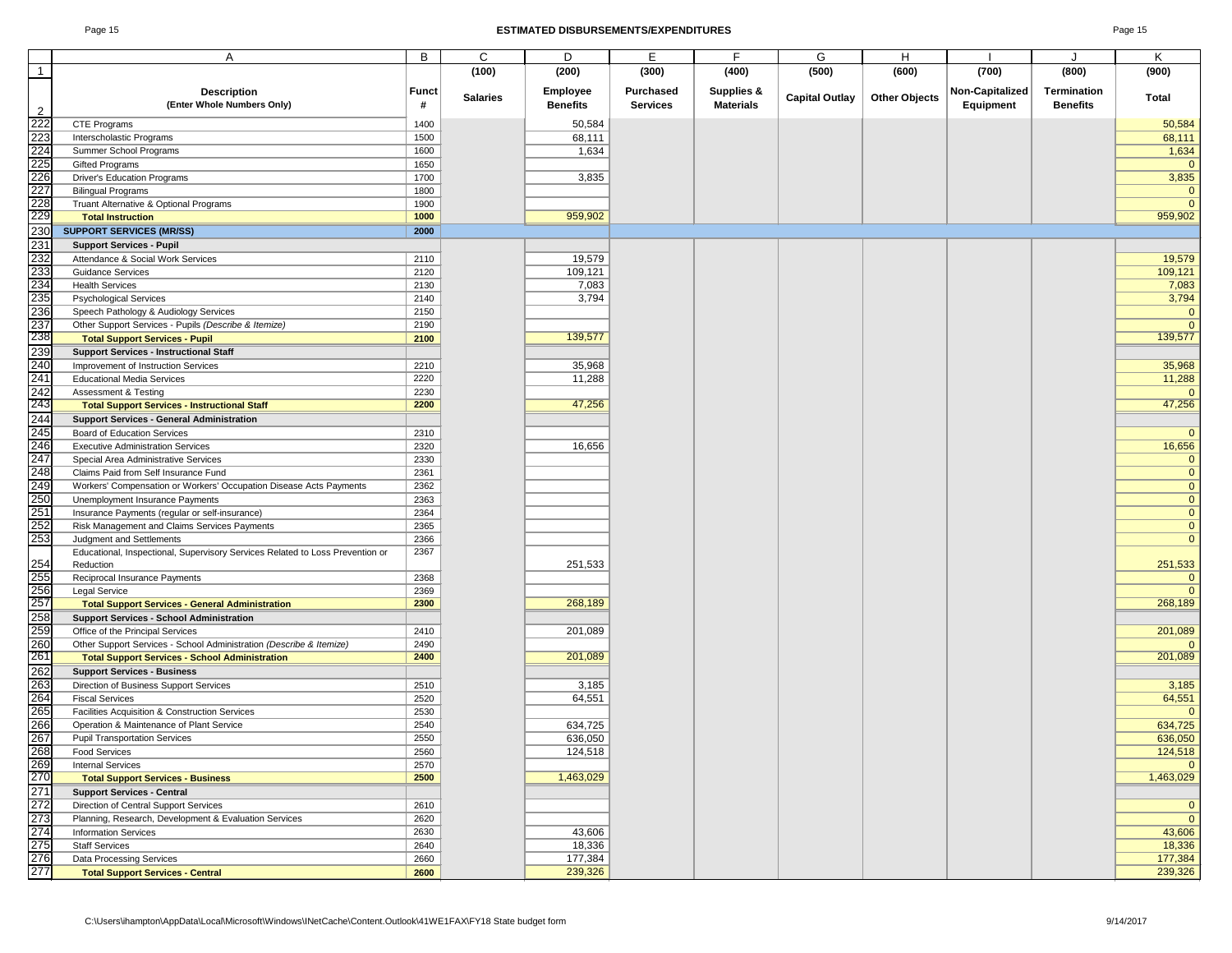## ESTIMATED DISBURSEMENTS/EXPENDITURES

| | A | B | C | D | E | F | G | H | I | J | K |
|---|---|---|---|---|---|---|---|---|---|---|---|
| 1 | | | (100) | (200) | (300) | (400) | (500) | (600) | (700) | (800) | (900) |
| 2 | **Description (Enter Whole Numbers Only)** | **Funct #** | **Salaries** | **Employee Benefits** | **Purchased Services** | **Supplies & Materials** | **Capital Outlay** | **Other Objects** | **Non-Capitalized Equipment** | **Termination Benefits** | **Total** |
| 222 | CTE Programs | 1400 | | 50,584 | | | | | | | 50,584 |
| 223 | Interscholastic Programs | 1500 | | 68,111 | | | | | | | 68,111 |
| 224 | Summer School Programs | 1600 | | 1,634 | | | | | | | 1,634 |
| 225 | Gifted Programs | 1650 | | | | | | | | | 0 |
| 226 | Driver's Education Programs | 1700 | | 3,835 | | | | | | | 3,835 |
| 227 | Bilingual Programs | 1800 | | | | | | | | | 0 |
| 228 | Truant Alternative & Optional Programs | 1900 | | | | | | | | | 0 |
| 229 | **Total Instruction** | **1000** | | 959,902 | | | | | | | 959,902 |
| 230 | **SUPPORT SERVICES (MR/SS)** | **2000** | | | | | | | | | |
| 231 | **Support Services - Pupil** | | | | | | | | | | |
| 232 | Attendance & Social Work Services | 2110 | | 19,579 | | | | | | | 19,579 |
| 233 | Guidance Services | 2120 | | 109,121 | | | | | | | 109,121 |
| 234 | Health Services | 2130 | | 7,083 | | | | | | | 7,083 |
| 235 | Psychological Services | 2140 | | 3,794 | | | | | | | 3,794 |
| 236 | Speech Pathology & Audiology Services | 2150 | | | | | | | | | 0 |
| 237 | Other Support Services - Pupils *(Describe & Itemize)* | 2190 | | | | | | | | | 0 |
| 238 | **Total Support Services - Pupil** | **2100** | | 139,577 | | | | | | | 139,577 |
| 239 | **Support Services - Instructional Staff** | | | | | | | | | | |
| 240 | Improvement of Instruction Services | 2210 | | 35,968 | | | | | | | 35,968 |
| 241 | Educational Media Services | 2220 | | 11,288 | | | | | | | 11,288 |
| 242 | Assessment & Testing | 2230 | | | | | | | | | 0 |
| 243 | **Total Support Services - Instructional Staff** | **2200** | | 47,256 | | | | | | | 47,256 |
| 244 | **Support Services - General Administration** | | | | | | | | | | |
| 245 | Board of Education Services | 2310 | | | | | | | | | 0 |
| 246 | Executive Administration Services | 2320 | | 16,656 | | | | | | | 16,656 |
| 247 | Special Area Administrative Services | 2330 | | | | | | | | | 0 |
| 248 | Claims Paid from Self Insurance Fund | 2361 | | | | | | | | | 0 |
| 249 | Workers' Compensation or Workers' Occupation Disease Acts Payments | 2362 | | | | | | | | | 0 |
| 250 | Unemployment Insurance Payments | 2363 | | | | | | | | | 0 |
| 251 | Insurance Payments (regular or self-insurance) | 2364 | | | | | | | | | 0 |
| 252 | Risk Management and Claims Services Payments | 2365 | | | | | | | | | 0 |
| 253 | Judgment and Settlements | 2366 | | | | | | | | | 0 |
| 254 | Educational, Inspectional, Supervisory Services Related to Loss Prevention or Reduction | 2367 | | 251,533 | | | | | | | 251,533 |
| 255 | Reciprocal Insurance Payments | 2368 | | | | | | | | | 0 |
| 256 | Legal Service | 2369 | | | | | | | | | 0 |
| 257 | **Total Support Services - General Administration** | **2300** | | 268,189 | | | | | | | 268,189 |
| 258 | **Support Services - School Administration** | | | | | | | | | | |
| 259 | Office of the Principal Services | 2410 | | 201,089 | | | | | | | 201,089 |
| 260 | Other Support Services - School Administration *(Describe & Itemize)* | 2490 | | | | | | | | | 0 |
| 261 | **Total Support Services - School Administration** | **2400** | | 201,089 | | | | | | | 201,089 |
| 262 | **Support Services - Business** | | | | | | | | | | |
| 263 | Direction of Business Support Services | 2510 | | 3,185 | | | | | | | 3,185 |
| 264 | Fiscal Services | 2520 | | 64,551 | | | | | | | 64,551 |
| 265 | Facilities Acquisition & Construction Services | 2530 | | | | | | | | | 0 |
| 266 | Operation & Maintenance of Plant Service | 2540 | | 634,725 | | | | | | | 634,725 |
| 267 | Pupil Transportation Services | 2550 | | 636,050 | | | | | | | 636,050 |
| 268 | Food Services | 2560 | | 124,518 | | | | | | | 124,518 |
| 269 | Internal Services | 2570 | | | | | | | | | 0 |
| 270 | **Total Support Services - Business** | **2500** | | 1,463,029 | | | | | | | 1,463,029 |
| 271 | **Support Services - Central** | | | | | | | | | | |
| 272 | Direction of Central Support Services | 2610 | | | | | | | | | 0 |
| 273 | Planning, Research, Development & Evaluation Services | 2620 | | | | | | | | | 0 |
| 274 | Information Services | 2630 | | 43,606 | | | | | | | 43,606 |
| 275 | Staff Services | 2640 | | 18,336 | | | | | | | 18,336 |
| 276 | Data Processing Services | 2660 | | 177,384 | | | | | | | 177,384 |
| 277 | **Total Support Services - Central** | **2600** | | 239,326 | | | | | | | 239,326 |

C:\Users\ihampton\AppData\Local\Microsoft\Windows\INetCache\Content.Outlook\41WE1FAX\FY18 State budget form 9/14/2017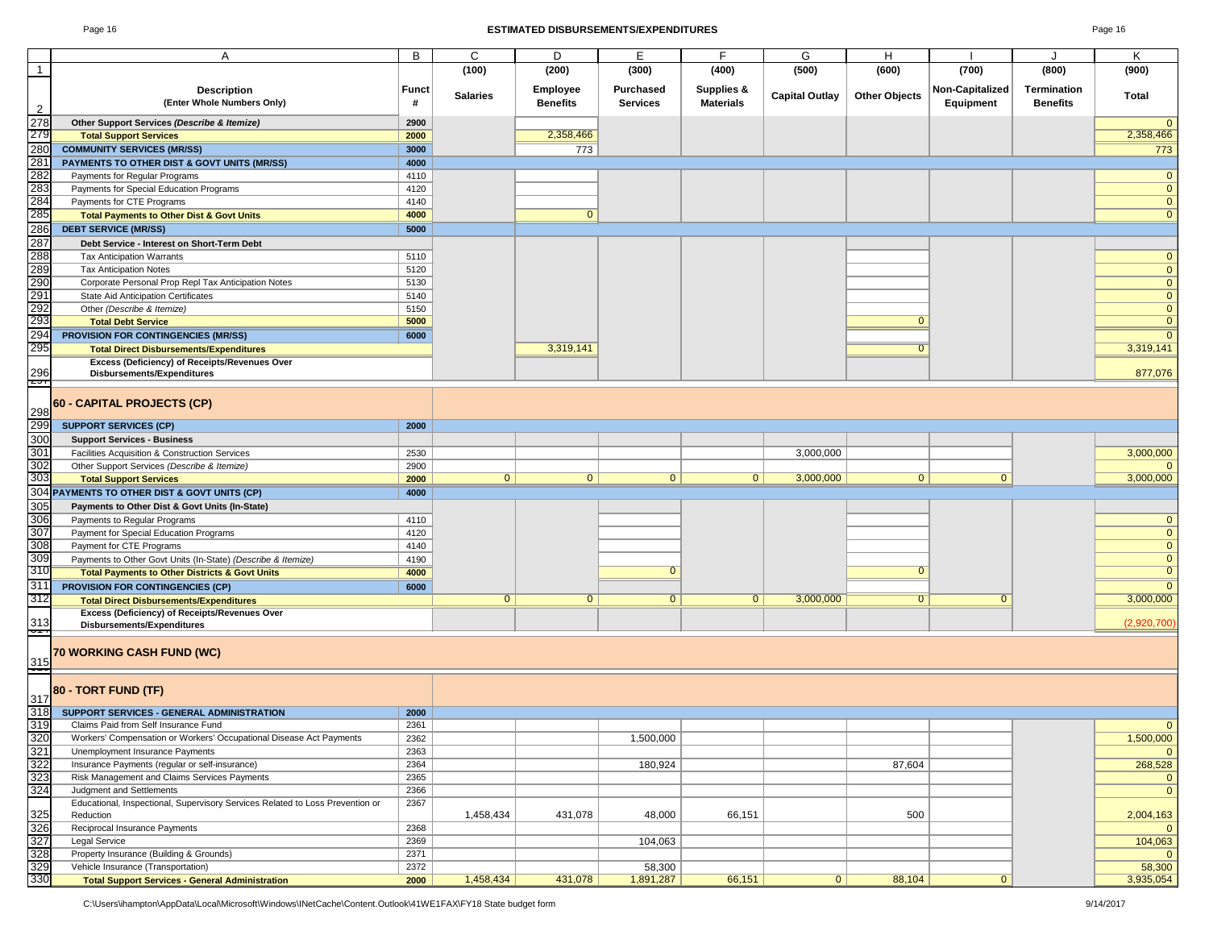# ESTIMATED DISBURSEMENTS/EXPENDITURES

| | A | B | C | D | E | F | G | H | I | J | K |
|---|---|---|---|---|---|---|---|---|---|---|---|
| 1 | | | (100) | (200) | (300) | (400) | (500) | (600) | (700) | (800) | (900) |
| 2 | **Description** (Enter Whole Numbers Only) | **Funct #** | **Salaries** | **Employee Benefits** | **Purchased Services** | **Supplies & Materials** | **Capital Outlay** | **Other Objects** | **Non-Capitalized Equipment** | **Termination Benefits** | **Total** |
| 278 | **Other Support Services *(Describe & Itemize)*** | 2900 | | | | | | | | | 0 |
| 279 | **Total Support Services** | 2000 | | 2,358,466 | | | | | | | 2,358,466 |
| 280 | **COMMUNITY SERVICES (MR/SS)** | 3000 | | 773 | | | | | | | 773 |
| 281 | **PAYMENTS TO OTHER DIST & GOVT UNITS (MR/SS)** | 4000 | | | | | | | | | |
| 282 | Payments for Regular Programs | 4110 | | | | | | | | | 0 |
| 283 | Payments for Special Education Programs | 4120 | | | | | | | | | 0 |
| 284 | Payments for CTE Programs | 4140 | | | | | | | | | 0 |
| 285 | **Total Payments to Other Dist & Govt Units** | 4000 | | 0 | | | | | | | 0 |
| 286 | **DEBT SERVICE (MR/SS)** | 5000 | | | | | | | | | |
| 287 | **Debt Service - Interest on Short-Term Debt** | | | | | | | | | | |
| 288 | Tax Anticipation Warrants | 5110 | | | | | | | | | 0 |
| 289 | Tax Anticipation Notes | 5120 | | | | | | | | | 0 |
| 290 | Corporate Personal Prop Repl Tax Anticipation Notes | 5130 | | | | | | | | | 0 |
| 291 | State Aid Anticipation Certificates | 5140 | | | | | | | | | 0 |
| 292 | Other *(Describe & Itemize)* | 5150 | | | | | | | | | 0 |
| 293 | **Total Debt Service** | 5000 | | | | | | 0 | | | 0 |
| 294 | **PROVISION FOR CONTINGENCIES (MR/SS)** | 6000 | | | | | | | | | 0 |
| 295 | **Total Direct Disbursements/Expenditures** | | | 3,319,141 | | | | 0 | | | 3,319,141 |
| 296 | **Excess (Deficiency) of Receipts/Revenues Over Disbursements/Expenditures** | | | | | | | | | | 877,076 |
| 298 | **60 - CAPITAL PROJECTS (CP)** | | | | | | | | | | |
| 299 | **SUPPORT SERVICES (CP)** | 2000 | | | | | | | | | |
| 300 | **Support Services - Business** | | | | | | | | | | |
| 301 | Facilities Acquisition & Construction Services | 2530 | | | | | 3,000,000 | | | | 3,000,000 |
| 302 | Other Support Services *(Describe & Itemize)* | 2900 | | | | | | | | | 0 |
| 303 | **Total Support Services** | 2000 | 0 | 0 | 0 | 0 | 3,000,000 | 0 | 0 | | 3,000,000 |
| 304 | **PAYMENTS TO OTHER DIST & GOVT UNITS (CP)** | 4000 | | | | | | | | | |
| 305 | **Payments to Other Dist & Govt Units (In-State)** | | | | | | | | | | |
| 306 | Payments to Regular Programs | 4110 | | | | | | | | | 0 |
| 307 | Payment for Special Education Programs | 4120 | | | | | | | | | 0 |
| 308 | Payment for CTE Programs | 4140 | | | | | | | | | 0 |
| 309 | Payments to Other Govt Units (In-State) *(Describe & Itemize)* | 4190 | | | | | | | | | 0 |
| 310 | **Total Payments to Other Districts & Govt Units** | 4000 | | | 0 | | | 0 | | | 0 |
| 311 | **PROVISION FOR CONTINGENCIES (CP)** | 6000 | | | | | | | | | 0 |
| 312 | **Total Direct Disbursements/Expenditures** | | 0 | 0 | 0 | 0 | 3,000,000 | 0 | 0 | | 3,000,000 |
| 313 | **Excess (Deficiency) of Receipts/Revenues Over Disbursements/Expenditures** | | | | | | | | | | (2,920,700) |
| 315 | **70 WORKING CASH FUND (WC)** | | | | | | | | | | |
| 317 | **80 - TORT FUND (TF)** | | | | | | | | | | |
| 318 | **SUPPORT SERVICES - GENERAL ADMINISTRATION** | 2000 | | | | | | | | | |
| 319 | Claims Paid from Self Insurance Fund | 2361 | | | | | | | | | 0 |
| 320 | Workers' Compensation or Workers' Occupational Disease Act Payments | 2362 | | | 1,500,000 | | | | | | 1,500,000 |
| 321 | Unemployment Insurance Payments | 2363 | | | | | | | | | 0 |
| 322 | Insurance Payments (regular or self-insurance) | 2364 | | | 180,924 | | | 87,604 | | | 268,528 |
| 323 | Risk Management and Claims Services Payments | 2365 | | | | | | | | | 0 |
| 324 | Judgment and Settlements | 2366 | | | | | | | | | 0 |
| 325 | Educational, Inspectional, Supervisory Services Related to Loss Prevention or Reduction | 2367 | 1,458,434 | 431,078 | 48,000 | 66,151 | | 500 | | | 2,004,163 |
| 326 | Reciprocal Insurance Payments | 2368 | | | | | | | | | 0 |
| 327 | Legal Service | 2369 | | | 104,063 | | | | | | 104,063 |
| 328 | Property Insurance (Building & Grounds) | 2371 | | | | | | | | | 0 |
| 329 | Vehicle Insurance (Transportation) | 2372 | | | 58,300 | | | | | | 58,300 |
| 330 | **Total Support Services - General Administration** | 2000 | 1,458,434 | 431,078 | 1,891,287 | 66,151 | 0 | 88,104 | 0 | | 3,935,054 |

C:\Users\ihampton\AppData\Local\Microsoft\Windows\INetCache\Content.Outlook\41WE1FAX\FY18 State budget form 9/14/2017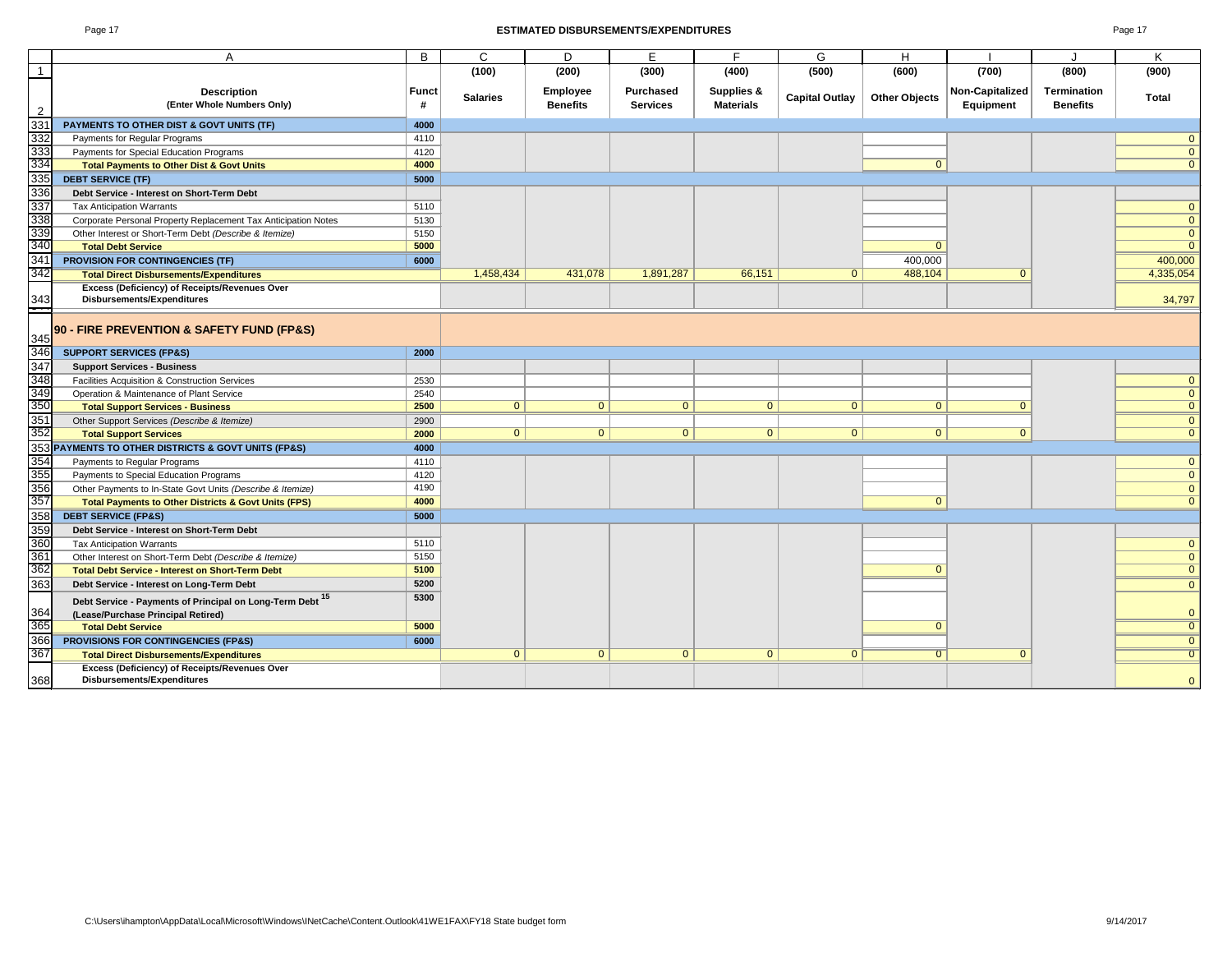## ESTIMATED DISBURSEMENTS/EXPENDITURES

| | A | B | C | D | E | F | G | H | I | J | K |
|---|---|---|---|---|---|---|---|---|---|---|---|
| 1 | | | (100) | (200) | (300) | (400) | (500) | (600) | (700) | (800) | (900) |
| 2 | **Description (Enter Whole Numbers Only)** | **Funct #** | **Salaries** | **Employee Benefits** | **Purchased Services** | **Supplies & Materials** | **Capital Outlay** | **Other Objects** | **Non-Capitalized Equipment** | **Termination Benefits** | **Total** |
| 331 | **PAYMENTS TO OTHER DIST & GOVT UNITS (TF)** | **4000** | | | | | | | | | |
| 332 | Payments for Regular Programs | 4110 | | | | | | | | | 0 |
| 333 | Payments for Special Education Programs | 4120 | | | | | | | | | 0 |
| 334 | **Total Payments to Other Dist & Govt Units** | **4000** | | | | | | 0 | | | 0 |
| 335 | **DEBT SERVICE (TF)** | **5000** | | | | | | | | | |
| 336 | **Debt Service - Interest on Short-Term Debt** | | | | | | | | | | |
| 337 | Tax Anticipation Warrants | 5110 | | | | | | | | | 0 |
| 338 | Corporate Personal Property Replacement Tax Anticipation Notes | 5130 | | | | | | | | | 0 |
| 339 | Other Interest or Short-Term Debt *(Describe & Itemize)* | 5150 | | | | | | | | | 0 |
| 340 | **Total Debt Service** | **5000** | | | | | | 0 | | | 0 |
| 341 | **PROVISION FOR CONTINGENCIES (TF)** | **6000** | | | | | | 400,000 | | | 400,000 |
| 342 | **Total Direct Disbursements/Expenditures** | | 1,458,434 | 431,078 | 1,891,287 | 66,151 | 0 | 488,104 | 0 | | 4,335,054 |
| 343 | **Excess (Deficiency) of Receipts/Revenues Over Disbursements/Expenditures** | | | | | | | | | | 34,797 |
| 345 | **90 - FIRE PREVENTION & SAFETY FUND (FP&S)** | | | | | | | | | | |
| 346 | **SUPPORT SERVICES (FP&S)** | **2000** | | | | | | | | | |
| 347 | **Support Services - Business** | | | | | | | | | | |
| 348 | Facilities Acquisition & Construction Services | 2530 | | | | | | | | | 0 |
| 349 | Operation & Maintenance of Plant Service | 2540 | | | | | | | | | 0 |
| 350 | **Total Support Services - Business** | **2500** | 0 | 0 | 0 | 0 | 0 | 0 | 0 | | 0 |
| 351 | Other Support Services *(Describe & Itemize)* | 2900 | | | | | | | | | 0 |
| 352 | **Total Support Services** | **2000** | 0 | 0 | 0 | 0 | 0 | 0 | 0 | | 0 |
| 353 | **PAYMENTS TO OTHER DISTRICTS & GOVT UNITS (FP&S)** | **4000** | | | | | | | | | |
| 354 | Payments to Regular Programs | 4110 | | | | | | | | | 0 |
| 355 | Payments to Special Education Programs | 4120 | | | | | | | | | 0 |
| 356 | Other Payments to In-State Govt Units *(Describe & Itemize)* | 4190 | | | | | | | | | 0 |
| 357 | **Total Payments to Other Districts & Govt Units (FPS)** | **4000** | | | | | | 0 | | | 0 |
| 358 | **DEBT SERVICE (FP&S)** | **5000** | | | | | | | | | |
| 359 | **Debt Service - Interest on Short-Term Debt** | | | | | | | | | | |
| 360 | Tax Anticipation Warrants | 5110 | | | | | | | | | 0 |
| 361 | Other Interest on Short-Term Debt *(Describe & Itemize)* | 5150 | | | | | | | | | 0 |
| 362 | **Total Debt Service - Interest on Short-Term Debt** | **5100** | | | | | | 0 | | | 0 |
| 363 | **Debt Service - Interest on Long-Term Debt** | **5200** | | | | | | | | | 0 |
| 364 | **Debt Service - Payments of Principal on Long-Term Debt [15] (Lease/Purchase Principal Retired)** | **5300** | | | | | | | | | 0 |
| 365 | **Total Debt Service** | **5000** | | | | | | 0 | | | 0 |
| 366 | **PROVISIONS FOR CONTINGENCIES (FP&S)** | **6000** | | | | | | | | | 0 |
| 367 | **Total Direct Disbursements/Expenditures** | | 0 | 0 | 0 | 0 | 0 | 0 | 0 | | 0 |
| 368 | **Excess (Deficiency) of Receipts/Revenues Over Disbursements/Expenditures** | | | | | | | | | | 0 |

C:\Users\ihampton\AppData\Local\Microsoft\Windows\INetCache\Content.Outlook\41WE1FAX\FY18 State budget form 9/14/2017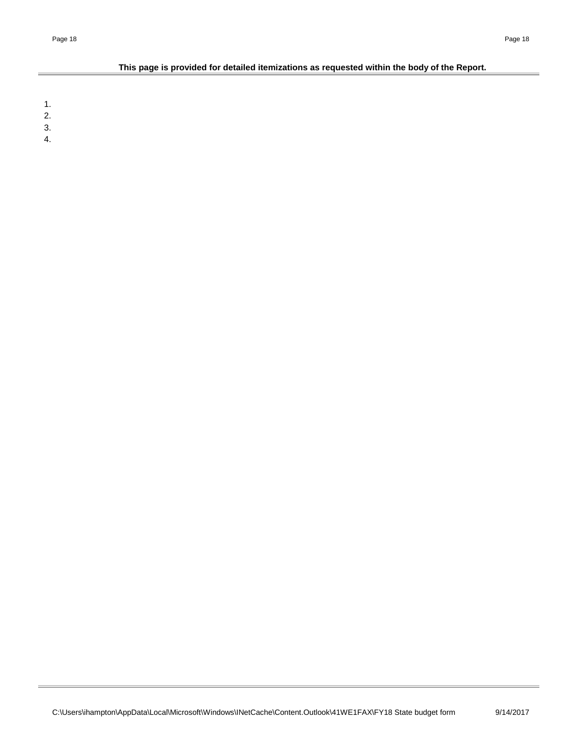**This page is provided for detailed itemizations as requested within the body of the Report.**

1.
2.
3.
4.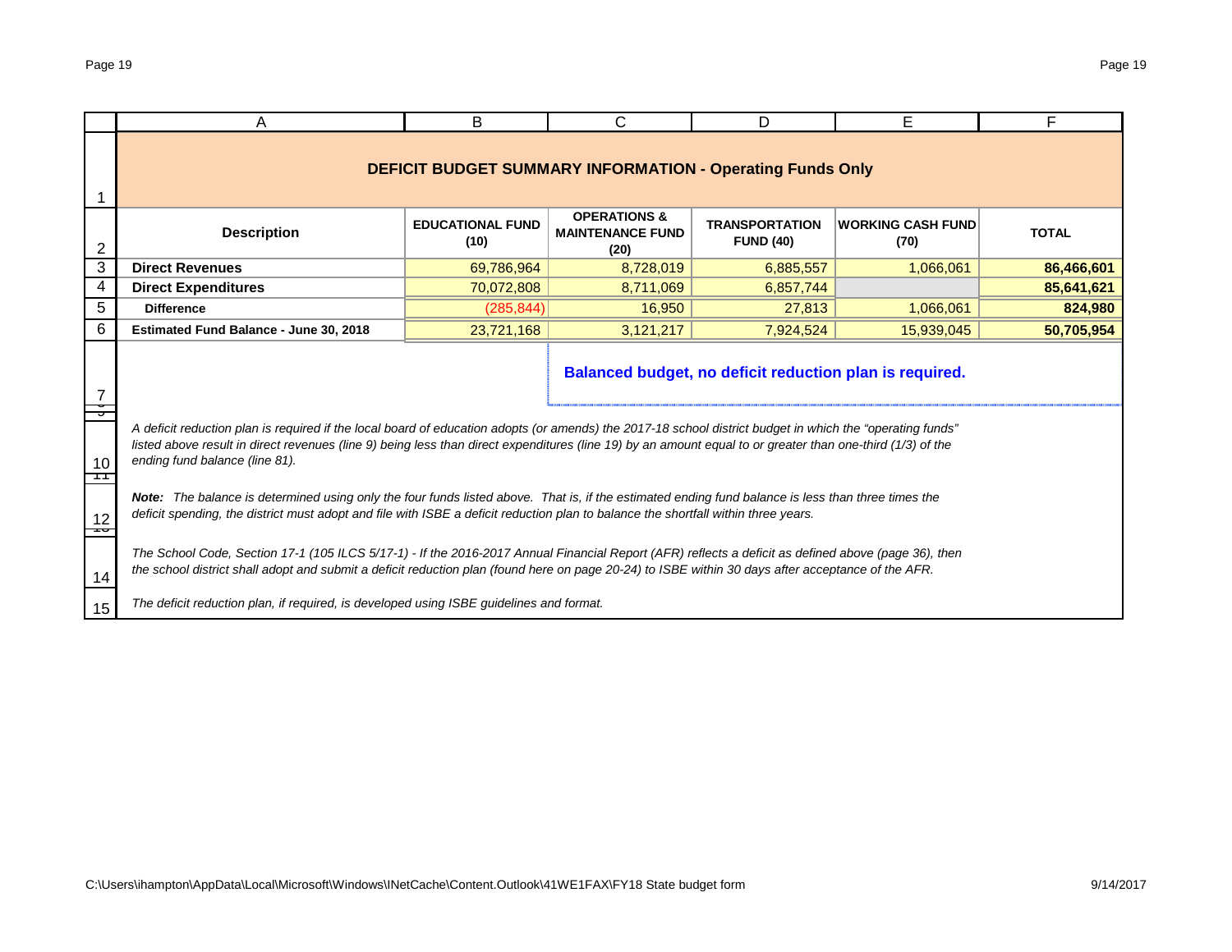## DEFICIT BUDGET SUMMARY INFORMATION - Operating Funds Only

| Description | EDUCATIONAL FUND (10) | OPERATIONS & MAINTENANCE FUND (20) | TRANSPORTATION FUND (40) | WORKING CASH FUND (70) | TOTAL |
|---|---|---|---|---|---|
| **Direct Revenues** | 69,786,964 | 8,728,019 | 6,885,557 | 1,066,061 | **86,466,601** |
| **Direct Expenditures** | 70,072,808 | 8,711,069 | 6,857,744 | | **85,641,621** |
| **Difference** | (285,844) | 16,950 | 27,813 | 1,066,061 | **824,980** |
| **Estimated Fund Balance - June 30, 2018** | 23,721,168 | 3,121,217 | 7,924,524 | 15,939,045 | **50,705,954** |

**Balanced budget, no deficit reduction plan is required.**

*A deficit reduction plan is required if the local board of education adopts (or amends) the 2017-18 school district budget in which the "operating funds" listed above result in direct revenues (line 9) being less than direct expenditures (line 19) by an amount equal to or greater than one-third (1/3) of the ending fund balance (line 81).*

***Note:*** *The balance is determined using only the four funds listed above. That is, if the estimated ending fund balance is less than three times the deficit spending, the district must adopt and file with ISBE a deficit reduction plan to balance the shortfall within three years.*

*The School Code, Section 17-1 (105 ILCS 5/17-1) - If the 2016-2017 Annual Financial Report (AFR) reflects a deficit as defined above (page 36), then the school district shall adopt and submit a deficit reduction plan (found here on page 20-24) to ISBE within 30 days after acceptance of the AFR.*

*The deficit reduction plan, if required, is developed using ISBE guidelines and format.*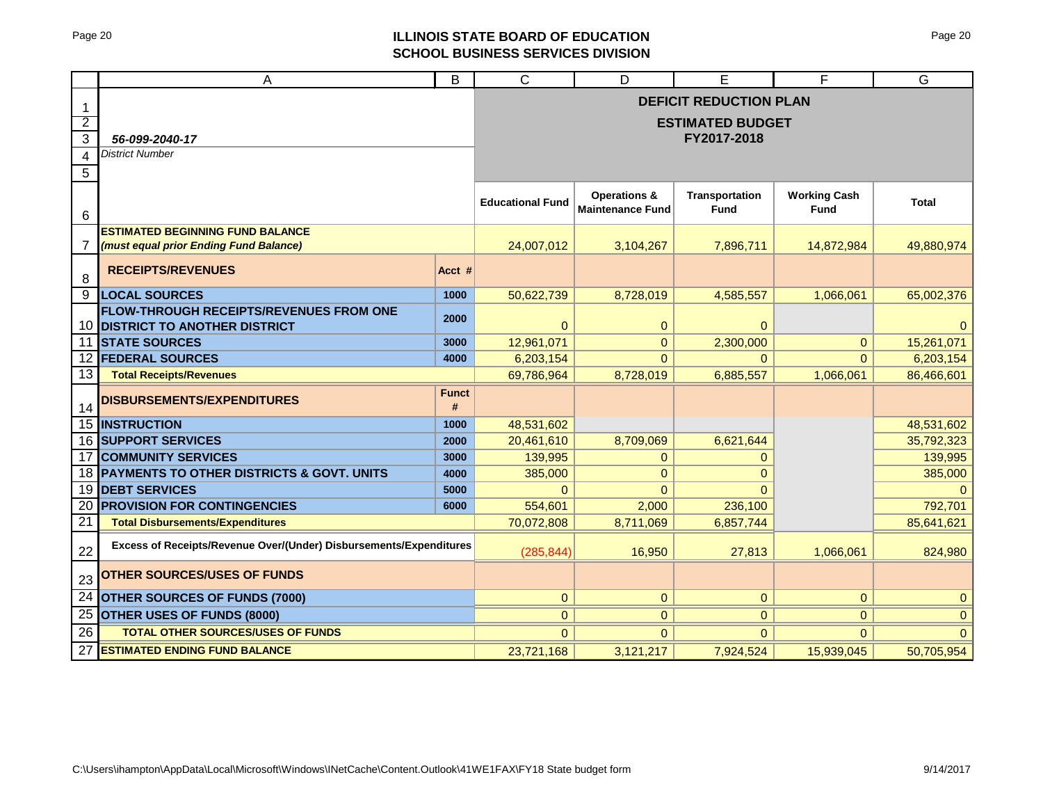## ILLINOIS STATE BOARD OF EDUCATION
## SCHOOL BUSINESS SERVICES DIVISION

| | A | B | C | D | E | F | G |
|---|---|---|---|---|---|---|---|
| 1 | | | **DEFICIT REDUCTION PLAN** | | | | |
| 2 | | | **ESTIMATED BUDGET** | | | | |
| 3 | ***56-099-2040-17*** | | **FY2017-2018** | | | | |
| 4 | *District Number* | | | | | | |
| 5 | | | | | | | |
| 6 | | | **Educational Fund** | **Operations & Maintenance Fund** | **Transportation Fund** | **Working Cash Fund** | **Total** |
| 7 | **ESTIMATED BEGINNING FUND BALANCE *(must equal prior Ending Fund Balance)*** | | 24,007,012 | 3,104,267 | 7,896,711 | 14,872,984 | 49,880,974 |
| 8 | **RECEIPTS/REVENUES** | **Acct #** | | | | | |
| 9 | **LOCAL SOURCES** | **1000** | 50,622,739 | 8,728,019 | 4,585,557 | 1,066,061 | 65,002,376 |
| 10 | **FLOW-THROUGH RECEIPTS/REVENUES FROM ONE DISTRICT TO ANOTHER DISTRICT** | **2000** | 0 | 0 | 0 | | 0 |
| 11 | **STATE SOURCES** | **3000** | 12,961,071 | 0 | 2,300,000 | 0 | 15,261,071 |
| 12 | **FEDERAL SOURCES** | **4000** | 6,203,154 | 0 | 0 | 0 | 6,203,154 |
| 13 | **Total Receipts/Revenues** | | 69,786,964 | 8,728,019 | 6,885,557 | 1,066,061 | 86,466,601 |
| 14 | **DISBURSEMENTS/EXPENDITURES** | **Funct #** | | | | | |
| 15 | **INSTRUCTION** | **1000** | 48,531,602 | | | | 48,531,602 |
| 16 | **SUPPORT SERVICES** | **2000** | 20,461,610 | 8,709,069 | 6,621,644 | | 35,792,323 |
| 17 | **COMMUNITY SERVICES** | **3000** | 139,995 | 0 | 0 | | 139,995 |
| 18 | **PAYMENTS TO OTHER DISTRICTS & GOVT. UNITS** | **4000** | 385,000 | 0 | 0 | | 385,000 |
| 19 | **DEBT SERVICES** | **5000** | 0 | 0 | 0 | | 0 |
| 20 | **PROVISION FOR CONTINGENCIES** | **6000** | 554,601 | 2,000 | 236,100 | | 792,701 |
| 21 | **Total Disbursements/Expenditures** | | 70,072,808 | 8,711,069 | 6,857,744 | | 85,641,621 |
| 22 | **Excess of Receipts/Revenue Over/(Under) Disbursements/Expenditures** | | (285,844) | 16,950 | 27,813 | 1,066,061 | 824,980 |
| 23 | **OTHER SOURCES/USES OF FUNDS** | | | | | | |
| 24 | **OTHER SOURCES OF FUNDS (7000)** | | 0 | 0 | 0 | 0 | 0 |
| 25 | **OTHER USES OF FUNDS (8000)** | | 0 | 0 | 0 | 0 | 0 |
| 26 | **TOTAL OTHER SOURCES/USES OF FUNDS** | | 0 | 0 | 0 | 0 | 0 |
| 27 | **ESTIMATED ENDING FUND BALANCE** | | 23,721,168 | 3,121,217 | 7,924,524 | 15,939,045 | 50,705,954 |

C:\Users\ihampton\AppData\Local\Microsoft\Windows\INetCache\Content.Outlook\41WE1FAX\FY18 State budget form 9/14/2017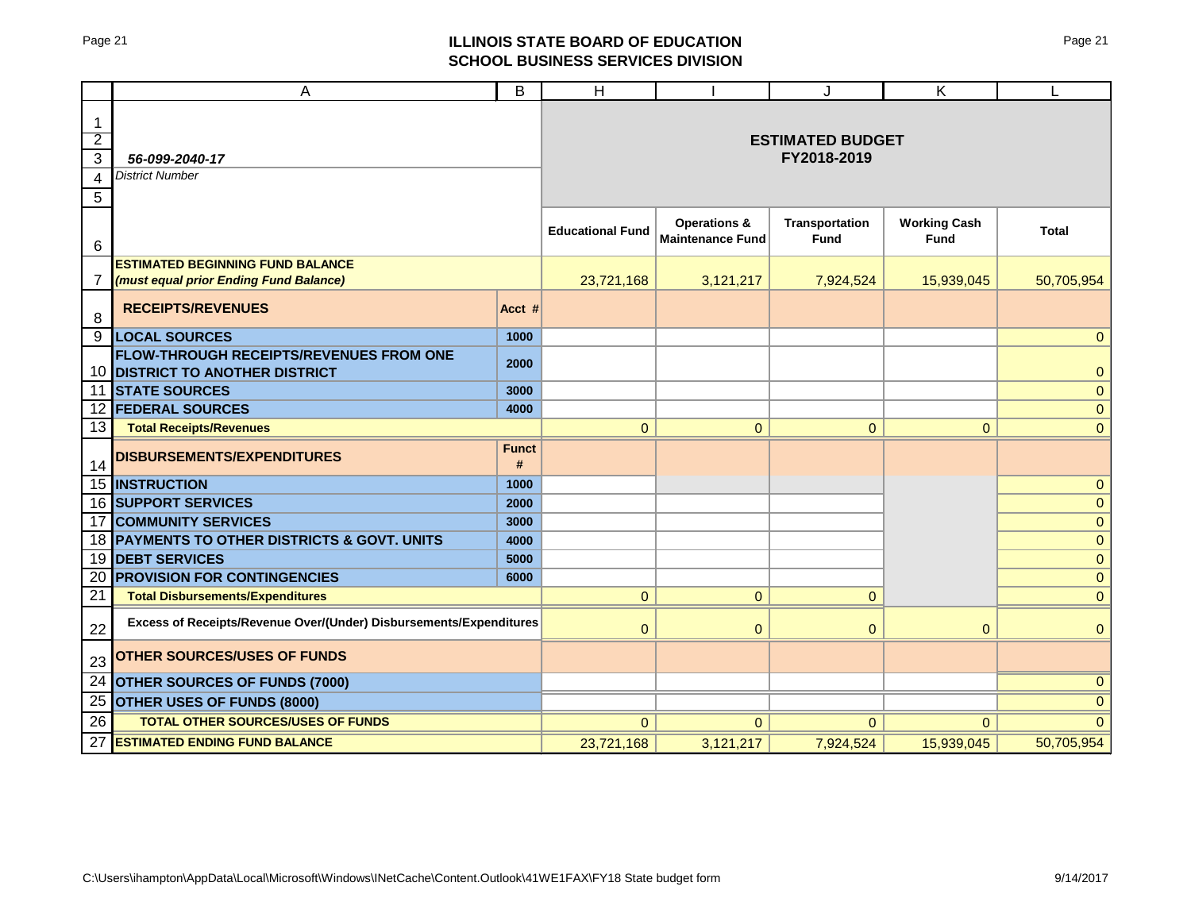## ILLINOIS STATE BOARD OF EDUCATION
## SCHOOL BUSINESS SERVICES DIVISION

| | A | B | H | I | J | K | L |
|---|---|---|---|---|---|---|---|
| 1-5 | ***56-099-2040-17*** *District Number* | | **ESTIMATED BUDGET FY2018-2019** | | | | |
| 6 | | | **Educational Fund** | **Operations & Maintenance Fund** | **Transportation Fund** | **Working Cash Fund** | **Total** |
| 7 | **ESTIMATED BEGINNING FUND BALANCE *(must equal prior Ending Fund Balance)*** | | 23,721,168 | 3,121,217 | 7,924,524 | 15,939,045 | 50,705,954 |
| 8 | **RECEIPTS/REVENUES** | **Acct #** | | | | | |
| 9 | **LOCAL SOURCES** | **1000** | | | | | 0 |
| 10 | **FLOW-THROUGH RECEIPTS/REVENUES FROM ONE DISTRICT TO ANOTHER DISTRICT** | **2000** | | | | | 0 |
| 11 | **STATE SOURCES** | **3000** | | | | | 0 |
| 12 | **FEDERAL SOURCES** | **4000** | | | | | 0 |
| 13 | **Total Receipts/Revenues** | | 0 | 0 | 0 | 0 | 0 |
| 14 | **DISBURSEMENTS/EXPENDITURES** | **Funct #** | | | | | |
| 15 | **INSTRUCTION** | **1000** | | | | | 0 |
| 16 | **SUPPORT SERVICES** | **2000** | | | | | 0 |
| 17 | **COMMUNITY SERVICES** | **3000** | | | | | 0 |
| 18 | **PAYMENTS TO OTHER DISTRICTS & GOVT. UNITS** | **4000** | | | | | 0 |
| 19 | **DEBT SERVICES** | **5000** | | | | | 0 |
| 20 | **PROVISION FOR CONTINGENCIES** | **6000** | | | | | 0 |
| 21 | **Total Disbursements/Expenditures** | | 0 | 0 | 0 | | 0 |
| 22 | **Excess of Receipts/Revenue Over/(Under) Disbursements/Expenditures** | | 0 | 0 | 0 | 0 | 0 |
| 23 | **OTHER SOURCES/USES OF FUNDS** | | | | | | |
| 24 | **OTHER SOURCES OF FUNDS (7000)** | | | | | | 0 |
| 25 | **OTHER USES OF FUNDS (8000)** | | | | | | 0 |
| 26 | **TOTAL OTHER SOURCES/USES OF FUNDS** | | 0 | 0 | 0 | 0 | 0 |
| 27 | **ESTIMATED ENDING FUND BALANCE** | | 23,721,168 | 3,121,217 | 7,924,524 | 15,939,045 | 50,705,954 |

C:\Users\ihampton\AppData\Local\Microsoft\Windows\INetCache\Content.Outlook\41WE1FAX\FY18 State budget form 9/14/2017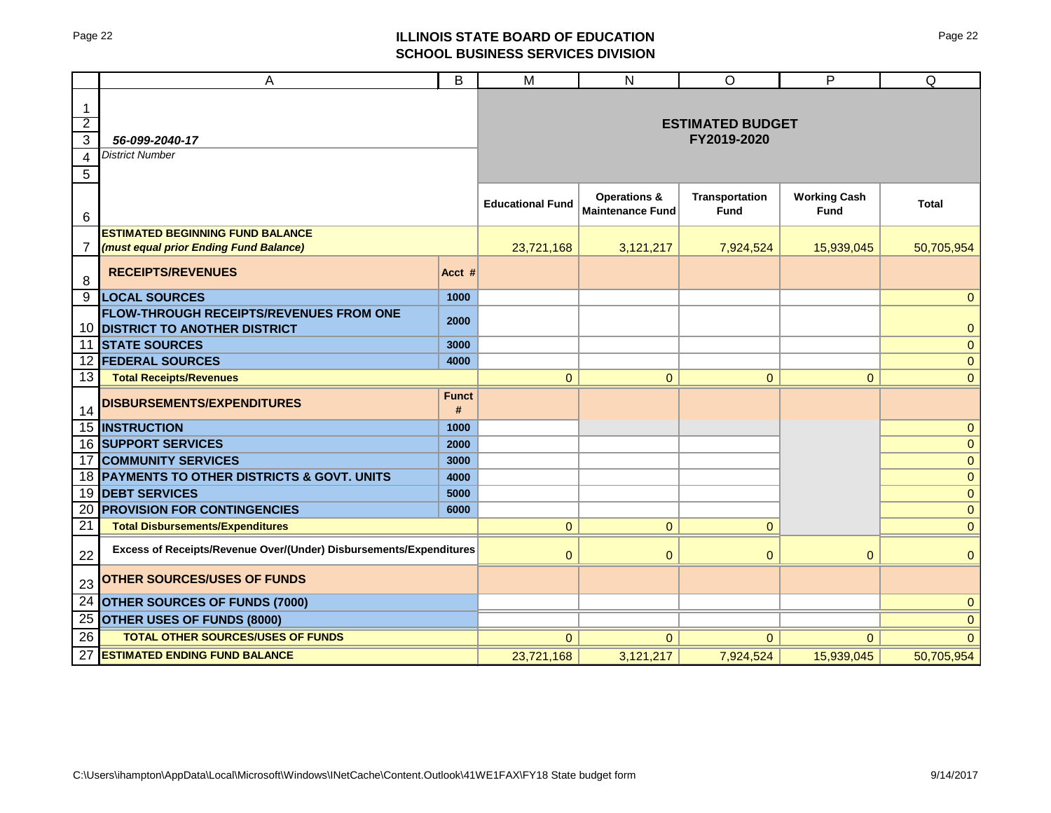# ILLINOIS STATE BOARD OF EDUCATION
## SCHOOL BUSINESS SERVICES DIVISION

| | A | B | M | N | O | P | Q |
|---|---|---|---|---|---|---|---|
| 1-5 | ***56-099-2040-17*** *District Number* | | **ESTIMATED BUDGET FY2019-2020** | | | | |
| 6 | | | **Educational Fund** | **Operations & Maintenance Fund** | **Transportation Fund** | **Working Cash Fund** | **Total** |
| 7 | **ESTIMATED BEGINNING FUND BALANCE** ***(must equal prior Ending Fund Balance)*** | | 23,721,168 | 3,121,217 | 7,924,524 | 15,939,045 | 50,705,954 |
| 8 | **RECEIPTS/REVENUES** | **Acct #** | | | | | |
| 9 | **LOCAL SOURCES** | **1000** | | | | | 0 |
| 10 | **FLOW-THROUGH RECEIPTS/REVENUES FROM ONE DISTRICT TO ANOTHER DISTRICT** | **2000** | | | | | 0 |
| 11 | **STATE SOURCES** | **3000** | | | | | 0 |
| 12 | **FEDERAL SOURCES** | **4000** | | | | | 0 |
| 13 | **Total Receipts/Revenues** | | 0 | 0 | 0 | 0 | 0 |
| 14 | **DISBURSEMENTS/EXPENDITURES** | **Funct #** | | | | | |
| 15 | **INSTRUCTION** | **1000** | | | | | 0 |
| 16 | **SUPPORT SERVICES** | **2000** | | | | | 0 |
| 17 | **COMMUNITY SERVICES** | **3000** | | | | | 0 |
| 18 | **PAYMENTS TO OTHER DISTRICTS & GOVT. UNITS** | **4000** | | | | | 0 |
| 19 | **DEBT SERVICES** | **5000** | | | | | 0 |
| 20 | **PROVISION FOR CONTINGENCIES** | **6000** | | | | | 0 |
| 21 | **Total Disbursements/Expenditures** | | 0 | 0 | 0 | | 0 |
| 22 | **Excess of Receipts/Revenue Over/(Under) Disbursements/Expenditures** | | 0 | 0 | 0 | 0 | 0 |
| 23 | **OTHER SOURCES/USES OF FUNDS** | | | | | | |
| 24 | **OTHER SOURCES OF FUNDS (7000)** | | | | | | 0 |
| 25 | **OTHER USES OF FUNDS (8000)** | | | | | | 0 |
| 26 | **TOTAL OTHER SOURCES/USES OF FUNDS** | | 0 | 0 | 0 | 0 | 0 |
| 27 | **ESTIMATED ENDING FUND BALANCE** | | 23,721,168 | 3,121,217 | 7,924,524 | 15,939,045 | 50,705,954 |

C:\Users\ihampton\AppData\Local\Microsoft\Windows\INetCache\Content.Outlook\41WE1FAX\FY18 State budget form 9/14/2017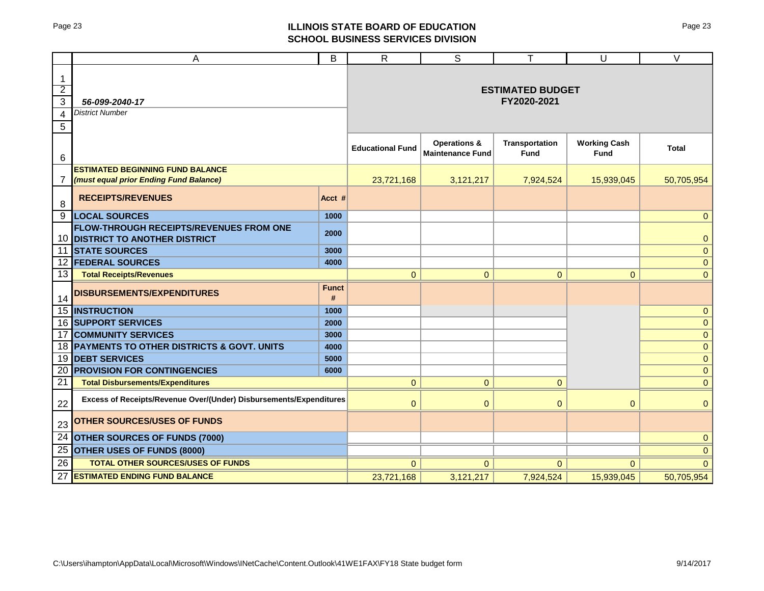## ILLINOIS STATE BOARD OF EDUCATION
## SCHOOL BUSINESS SERVICES DIVISION

| | A | B | R | S | T | U | V |
|---|---|---|---|---|---|---|---|
| 1-5 | *56-099-2040-17*<br>*District Number* | | **ESTIMATED BUDGET FY2020-2021** | | | | |
| 6 | | | **Educational Fund** | **Operations & Maintenance Fund** | **Transportation Fund** | **Working Cash Fund** | **Total** |
| 7 | **ESTIMATED BEGINNING FUND BALANCE** ***(must equal prior Ending Fund Balance)*** | | 23,721,168 | 3,121,217 | 7,924,524 | 15,939,045 | 50,705,954 |
| 8 | **RECEIPTS/REVENUES** | **Acct #** | | | | | |
| 9 | **LOCAL SOURCES** | **1000** | | | | | 0 |
| 10 | **FLOW-THROUGH RECEIPTS/REVENUES FROM ONE DISTRICT TO ANOTHER DISTRICT** | **2000** | | | | | 0 |
| 11 | **STATE SOURCES** | **3000** | | | | | 0 |
| 12 | **FEDERAL SOURCES** | **4000** | | | | | 0 |
| 13 | **Total Receipts/Revenues** | | 0 | 0 | 0 | 0 | 0 |
| 14 | **DISBURSEMENTS/EXPENDITURES** | **Funct #** | | | | | |
| 15 | **INSTRUCTION** | **1000** | | | | | 0 |
| 16 | **SUPPORT SERVICES** | **2000** | | | | | 0 |
| 17 | **COMMUNITY SERVICES** | **3000** | | | | | 0 |
| 18 | **PAYMENTS TO OTHER DISTRICTS & GOVT. UNITS** | **4000** | | | | | 0 |
| 19 | **DEBT SERVICES** | **5000** | | | | | 0 |
| 20 | **PROVISION FOR CONTINGENCIES** | **6000** | | | | | 0 |
| 21 | **Total Disbursements/Expenditures** | | 0 | 0 | 0 | | 0 |
| 22 | **Excess of Receipts/Revenue Over/(Under) Disbursements/Expenditures** | | 0 | 0 | 0 | 0 | 0 |
| 23 | **OTHER SOURCES/USES OF FUNDS** | | | | | | |
| 24 | **OTHER SOURCES OF FUNDS (7000)** | | | | | | 0 |
| 25 | **OTHER USES OF FUNDS (8000)** | | | | | | 0 |
| 26 | **TOTAL OTHER SOURCES/USES OF FUNDS** | | 0 | 0 | 0 | 0 | 0 |
| 27 | **ESTIMATED ENDING FUND BALANCE** | | 23,721,168 | 3,121,217 | 7,924,524 | 15,939,045 | 50,705,954 |

C:\Users\ihampton\AppData\Local\Microsoft\Windows\INetCache\Content.Outlook\41WE1FAX\FY18 State budget form 9/14/2017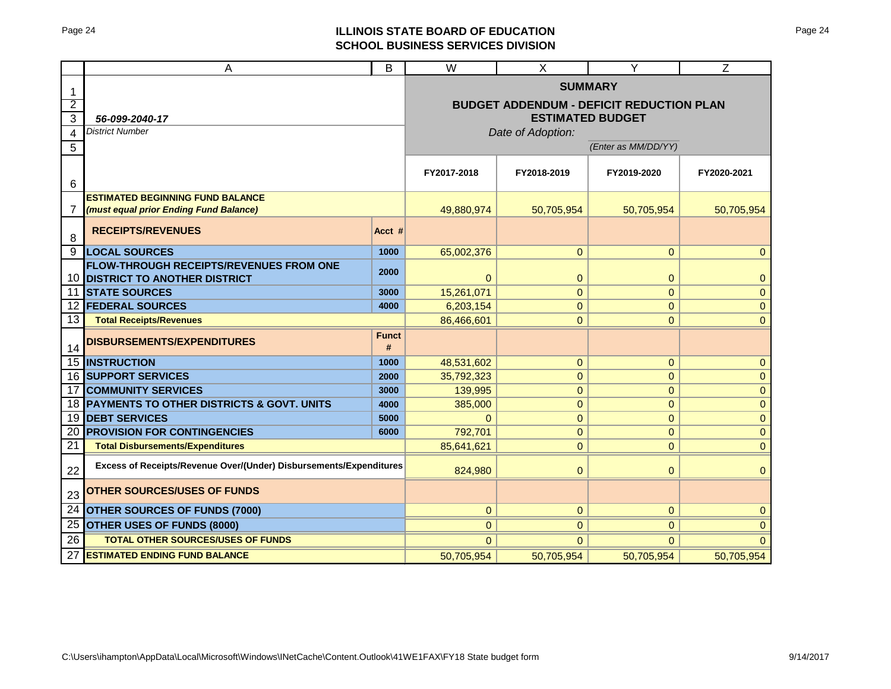## ILLINOIS STATE BOARD OF EDUCATION
## SCHOOL BUSINESS SERVICES DIVISION

| | A | B | W | X | Y | Z |
|---|---|---|---|---|---|---|
| 1 | | | **SUMMARY** | | | |
| 2 | | | **BUDGET ADDENDUM - DEFICIT REDUCTION PLAN** | | | |
| 3 | ***56-099-2040-17*** | | **ESTIMATED BUDGET** | | | |
| 4 | *District Number* | | *Date of Adoption:* | | | |
| 5 | | | | | *(Enter as MM/DD/YY)* | |
| 6 | | | **FY2017-2018** | **FY2018-2019** | **FY2019-2020** | **FY2020-2021** |
| 7 | **ESTIMATED BEGINNING FUND BALANCE *(must equal prior Ending Fund Balance)*** | | 49,880,974 | 50,705,954 | 50,705,954 | 50,705,954 |
| 8 | **RECEIPTS/REVENUES** | **Acct #** | | | | |
| 9 | **LOCAL SOURCES** | **1000** | 65,002,376 | 0 | 0 | 0 |
| 10 | **FLOW-THROUGH RECEIPTS/REVENUES FROM ONE DISTRICT TO ANOTHER DISTRICT** | **2000** | 0 | 0 | 0 | 0 |
| 11 | **STATE SOURCES** | **3000** | 15,261,071 | 0 | 0 | 0 |
| 12 | **FEDERAL SOURCES** | **4000** | 6,203,154 | 0 | 0 | 0 |
| 13 | **Total Receipts/Revenues** | | 86,466,601 | 0 | 0 | 0 |
| 14 | **DISBURSEMENTS/EXPENDITURES** | **Funct #** | | | | |
| 15 | **INSTRUCTION** | **1000** | 48,531,602 | 0 | 0 | 0 |
| 16 | **SUPPORT SERVICES** | **2000** | 35,792,323 | 0 | 0 | 0 |
| 17 | **COMMUNITY SERVICES** | **3000** | 139,995 | 0 | 0 | 0 |
| 18 | **PAYMENTS TO OTHER DISTRICTS & GOVT. UNITS** | **4000** | 385,000 | 0 | 0 | 0 |
| 19 | **DEBT SERVICES** | **5000** | 0 | 0 | 0 | 0 |
| 20 | **PROVISION FOR CONTINGENCIES** | **6000** | 792,701 | 0 | 0 | 0 |
| 21 | **Total Disbursements/Expenditures** | | 85,641,621 | 0 | 0 | 0 |
| 22 | **Excess of Receipts/Revenue Over/(Under) Disbursements/Expenditures** | | 824,980 | 0 | 0 | 0 |
| 23 | **OTHER SOURCES/USES OF FUNDS** | | | | | |
| 24 | **OTHER SOURCES OF FUNDS (7000)** | | 0 | 0 | 0 | 0 |
| 25 | **OTHER USES OF FUNDS (8000)** | | 0 | 0 | 0 | 0 |
| 26 | **TOTAL OTHER SOURCES/USES OF FUNDS** | | 0 | 0 | 0 | 0 |
| 27 | **ESTIMATED ENDING FUND BALANCE** | | 50,705,954 | 50,705,954 | 50,705,954 | 50,705,954 |

C:\Users\ihampton\AppData\Local\Microsoft\Windows\INetCache\Content.Outlook\41WE1FAX\FY18 State budget form 9/14/2017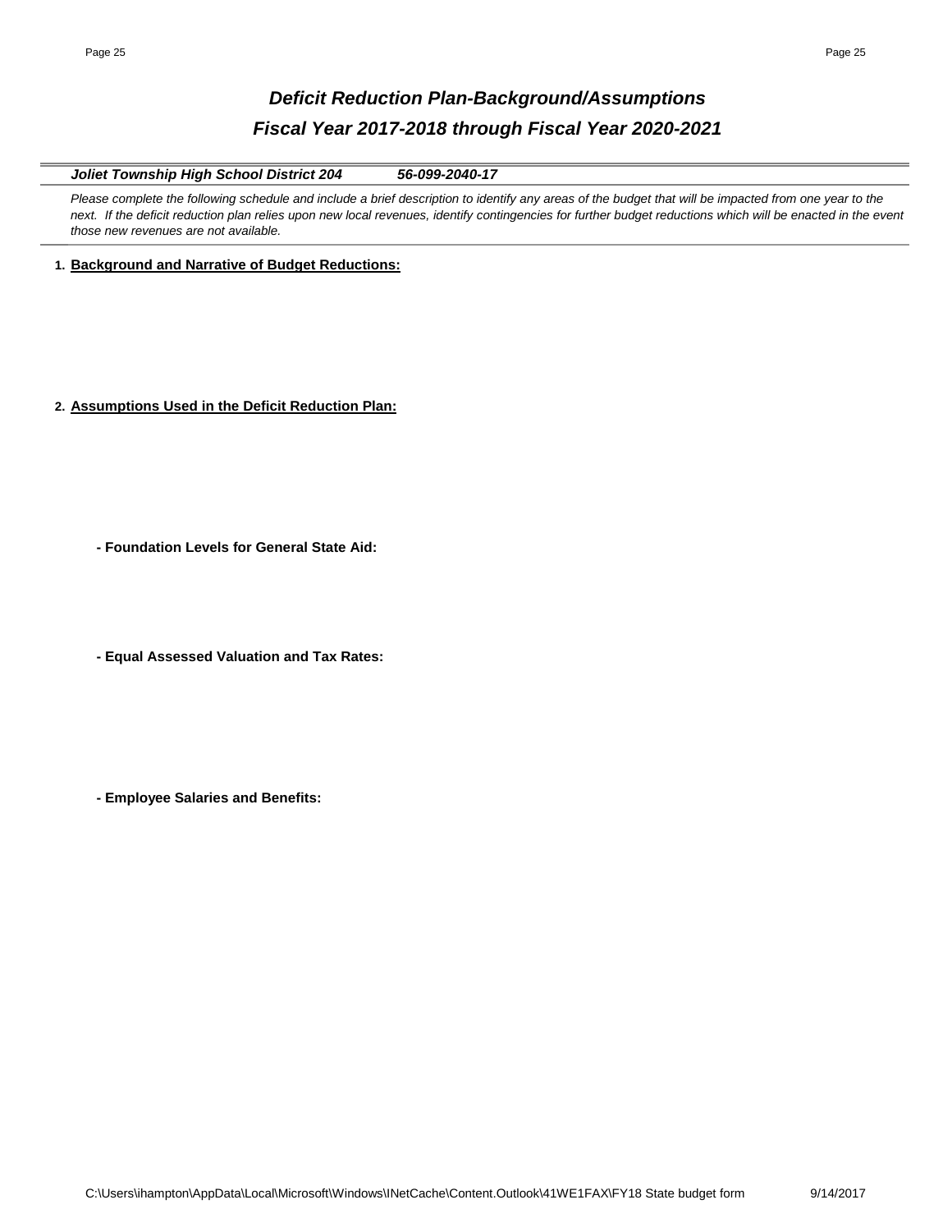# Deficit Reduction Plan-Background/Assumptions

## Fiscal Year 2017-2018 through Fiscal Year 2020-2021

***Joliet Township High School District 204*** ***56-099-2040-17***

*Please complete the following schedule and include a brief description to identify any areas of the budget that will be impacted from one year to the next. If the deficit reduction plan relies upon new local revenues, identify contingencies for further budget reductions which will be enacted in the event those new revenues are not available.*

**1. Background and Narrative of Budget Reductions:**

**2. Assumptions Used in the Deficit Reduction Plan:**

**- Foundation Levels for General State Aid:**

**- Equal Assessed Valuation and Tax Rates:**

**- Employee Salaries and Benefits:**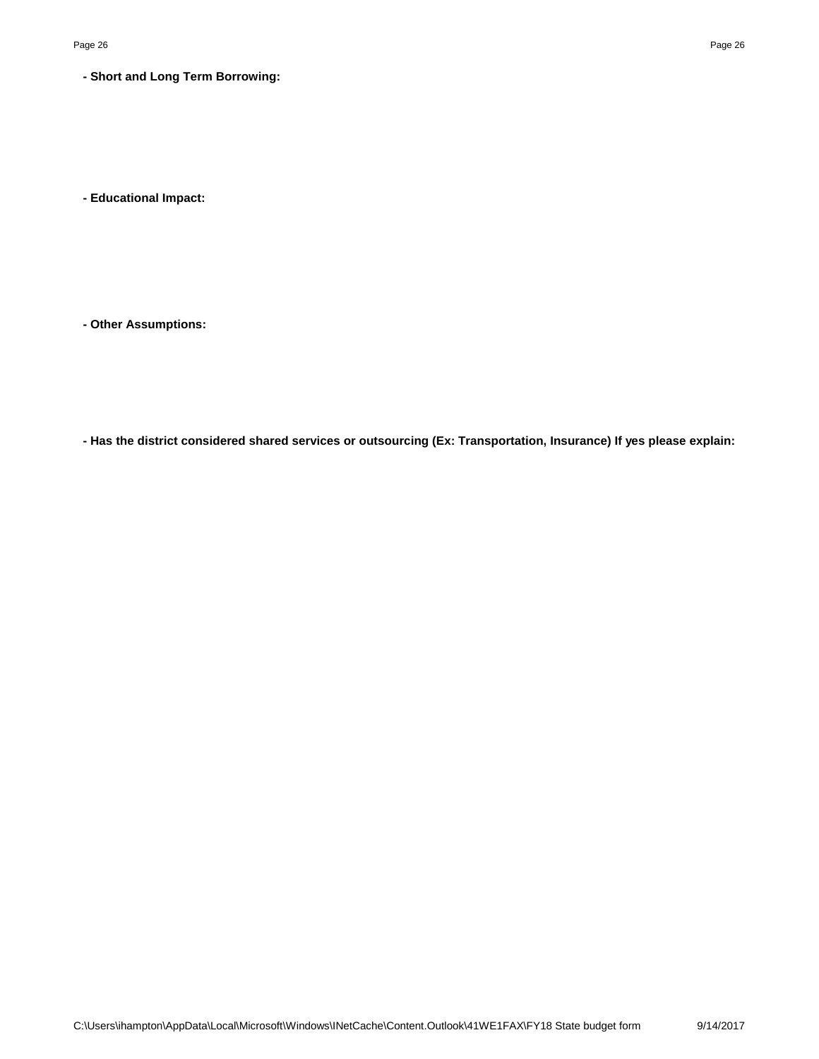**- Short and Long Term Borrowing:**

**- Educational Impact:**

**- Other Assumptions:**

**- Has the district considered shared services or outsourcing (Ex: Transportation, Insurance) If yes please explain:**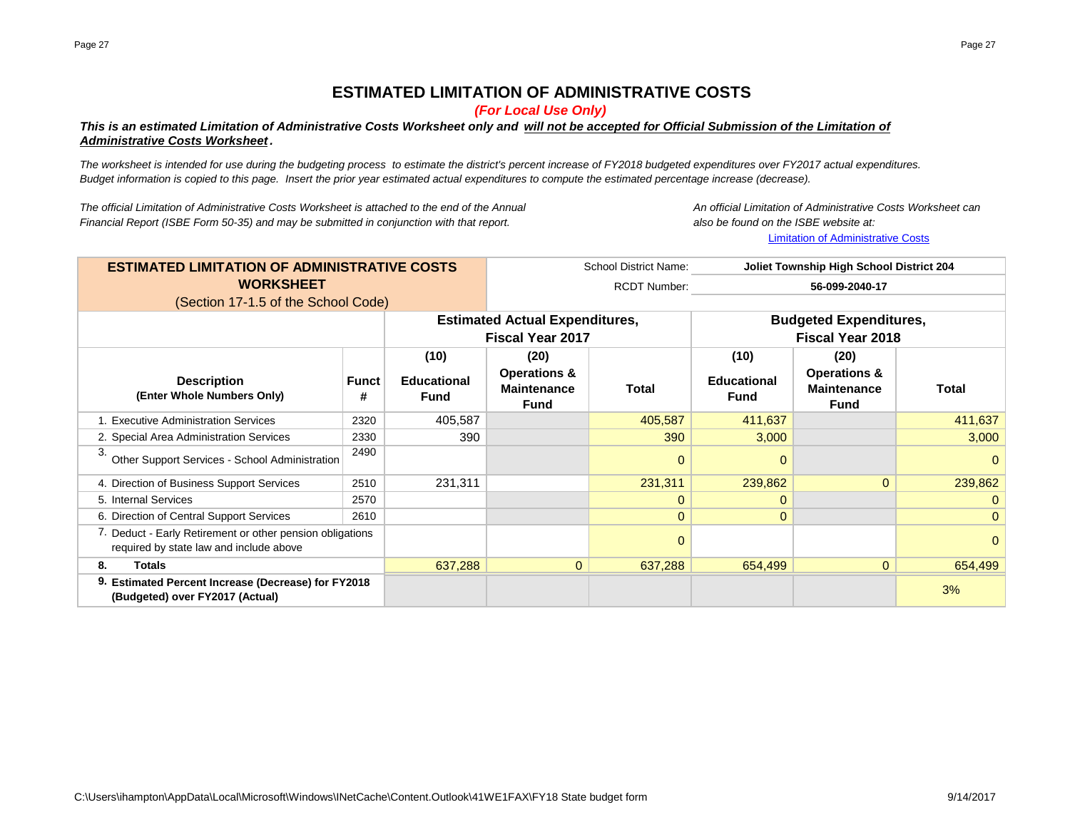# ESTIMATED LIMITATION OF ADMINISTRATIVE COSTS

*(For Local Use Only)*

***This is an estimated Limitation of Administrative Costs Worksheet only and will not be accepted for Official Submission of the Limitation of Administrative Costs Worksheet.***

*The worksheet is intended for use during the budgeting process to estimate the district's percent increase of FY2018 budgeted expenditures over FY2017 actual expenditures. Budget information is copied to this page. Insert the prior year estimated actual expenditures to compute the estimated percentage increase (decrease).*

*The official Limitation of Administrative Costs Worksheet is attached to the end of the Annual Financial Report (ISBE Form 50-35) and may be submitted in conjunction with that report.*

*An official Limitation of Administrative Costs Worksheet can also be found on the ISBE website at:*
[Limitation of Administrative Costs]

**ESTIMATED LIMITATION OF ADMINISTRATIVE COSTS WORKSHEET**
(Section 17-1.5 of the School Code)

School District Name: **Joliet Township High School District 204**
RCDT Number: **56-099-2040-17**

| | | Estimated Actual Expenditures, Fiscal Year 2017 | | | Budgeted Expenditures, Fiscal Year 2018 | | |
|---|---|---|---|---|---|---|---|
| **Description (Enter Whole Numbers Only)** | **Funct #** | **(10) Educational Fund** | **(20) Operations & Maintenance Fund** | **Total** | **(10) Educational Fund** | **(20) Operations & Maintenance Fund** | **Total** |
| 1. Executive Administration Services | 2320 | 405,587 | | 405,587 | 411,637 | | 411,637 |
| 2. Special Area Administration Services | 2330 | 390 | | 390 | 3,000 | | 3,000 |
| 3. Other Support Services - School Administration | 2490 | | | 0 | 0 | | 0 |
| 4. Direction of Business Support Services | 2510 | 231,311 | | 231,311 | 239,862 | 0 | 239,862 |
| 5. Internal Services | 2570 | | | 0 | 0 | | 0 |
| 6. Direction of Central Support Services | 2610 | | | 0 | 0 | | 0 |
| 7. Deduct - Early Retirement or other pension obligations required by state law and include above | | | | 0 | | | 0 |
| 8. **Totals** | | 637,288 | 0 | 637,288 | 654,499 | 0 | 654,499 |
| 9. **Estimated Percent Increase (Decrease) for FY2018 (Budgeted) over FY2017 (Actual)** | | | | | | | 3% |

C:\Users\ihampton\AppData\Local\Microsoft\Windows\INetCache\Content.Outlook\41WE1FAX\FY18 State budget form 9/14/2017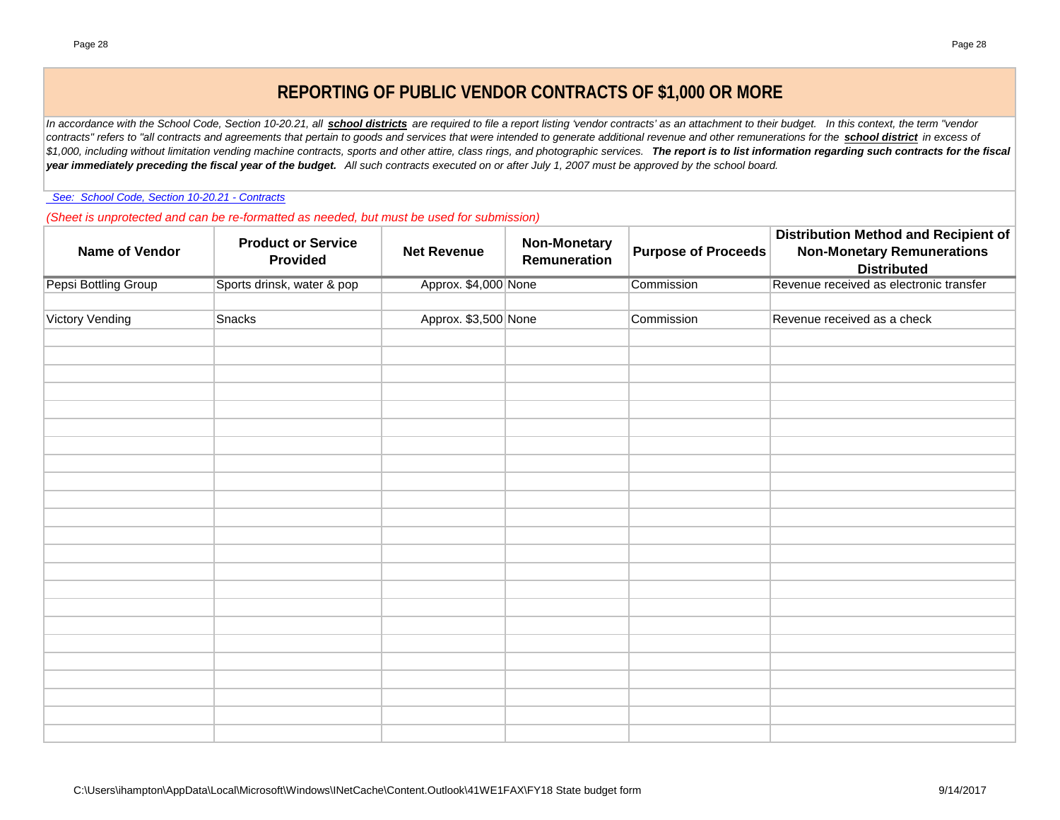# REPORTING OF PUBLIC VENDOR CONTRACTS OF $1,000 OR MORE

*In accordance with the School Code, Section 10-20.21, all **school districts** are required to file a report listing 'vendor contracts' as an attachment to their budget. In this context, the term "vendor contracts" refers to "all contracts and agreements that pertain to goods and services that were intended to generate additional revenue and other remunerations for the **school district** in excess of $1,000, including without limitation vending machine contracts, sports and other attire, class rings, and photographic services. **The report is to list information regarding such contracts for the fiscal year immediately preceding the fiscal year of the budget.** All such contracts executed on or after July 1, 2007 must be approved by the school board.*

*See: School Code, Section 10-20.21 - Contracts*

*(Sheet is unprotected and can be re-formatted as needed, but must be used for submission)*

| Name of Vendor | Product or Service Provided | Net Revenue | Non-Monetary Remuneration | Purpose of Proceeds | Distribution Method and Recipient of Non-Monetary Remunerations Distributed |
|---|---|---|---|---|---|
| Pepsi Bottling Group | Sports drinsk, water & pop | Approx. $4,000 | None | Commission | Revenue received as electronic transfer |
| | | | | | |
| Victory Vending | Snacks | Approx. $3,500 | None | Commission | Revenue received as a check |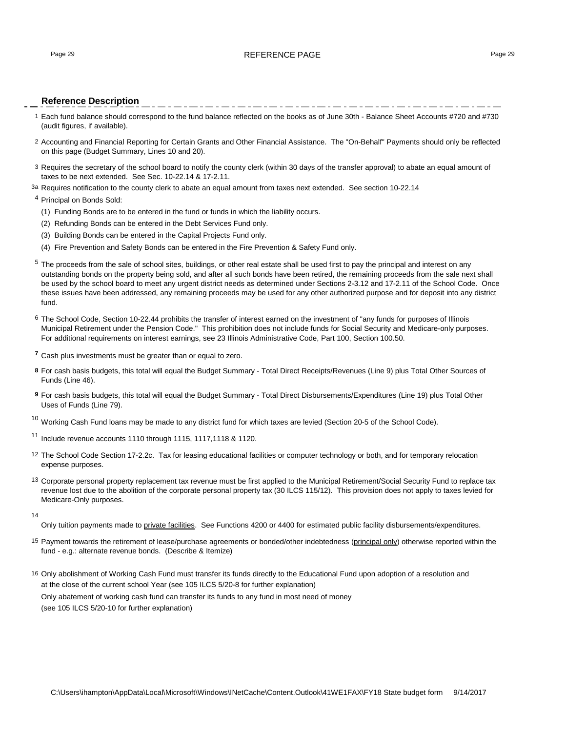## REFERENCE PAGE

### Reference Description

1 Each fund balance should correspond to the fund balance reflected on the books as of June 30th - Balance Sheet Accounts #720 and #730 (audit figures, if available).

2 Accounting and Financial Reporting for Certain Grants and Other Financial Assistance. The "On-Behalf" Payments should only be reflected on this page (Budget Summary, Lines 10 and 20).

3 Requires the secretary of the school board to notify the county clerk (within 30 days of the transfer approval) to abate an equal amount of taxes to be next extended. See Sec. 10-22.14 & 17-2.11.

3a Requires notification to the county clerk to abate an equal amount from taxes next extended. See section 10-22.14

4 Principal on Bonds Sold:

(1) Funding Bonds are to be entered in the fund or funds in which the liability occurs.

(2) Refunding Bonds can be entered in the Debt Services Fund only.

(3) Building Bonds can be entered in the Capital Projects Fund only.

(4) Fire Prevention and Safety Bonds can be entered in the Fire Prevention & Safety Fund only.

5 The proceeds from the sale of school sites, buildings, or other real estate shall be used first to pay the principal and interest on any outstanding bonds on the property being sold, and after all such bonds have been retired, the remaining proceeds from the sale next shall be used by the school board to meet any urgent district needs as determined under Sections 2-3.12 and 17-2.11 of the School Code. Once these issues have been addressed, any remaining proceeds may be used for any other authorized purpose and for deposit into any district fund.

6 The School Code, Section 10-22.44 prohibits the transfer of interest earned on the investment of "any funds for purposes of Illinois Municipal Retirement under the Pension Code." This prohibition does not include funds for Social Security and Medicare-only purposes. For additional requirements on interest earnings, see 23 Illinois Administrative Code, Part 100, Section 100.50.

**7** Cash plus investments must be greater than or equal to zero.

**8** For cash basis budgets, this total will equal the Budget Summary - Total Direct Receipts/Revenues (Line 9) plus Total Other Sources of Funds (Line 46).

**9** For cash basis budgets, this total will equal the Budget Summary - Total Direct Disbursements/Expenditures (Line 19) plus Total Other Uses of Funds (Line 79).

10 Working Cash Fund loans may be made to any district fund for which taxes are levied (Section 20-5 of the School Code).

11 Include revenue accounts 1110 through 1115, 1117,1118 & 1120.

12 The School Code Section 17-2.2c. Tax for leasing educational facilities or computer technology or both, and for temporary relocation expense purposes.

13 Corporate personal property replacement tax revenue must be first applied to the Municipal Retirement/Social Security Fund to replace tax revenue lost due to the abolition of the corporate personal property tax (30 ILCS 115/12). This provision does not apply to taxes levied for Medicare-Only purposes.

14 Only tuition payments made to private facilities. See Functions 4200 or 4400 for estimated public facility disbursements/expenditures.

15 Payment towards the retirement of lease/purchase agreements or bonded/other indebtedness (principal only) otherwise reported within the fund - e.g.: alternate revenue bonds. (Describe & Itemize)

16 Only abolishment of Working Cash Fund must transfer its funds directly to the Educational Fund upon adoption of a resolution and at the close of the current school Year (see 105 ILCS 5/20-8 for further explanation)

Only abatement of working cash fund can transfer its funds to any fund in most need of money (see 105 ILCS 5/20-10 for further explanation)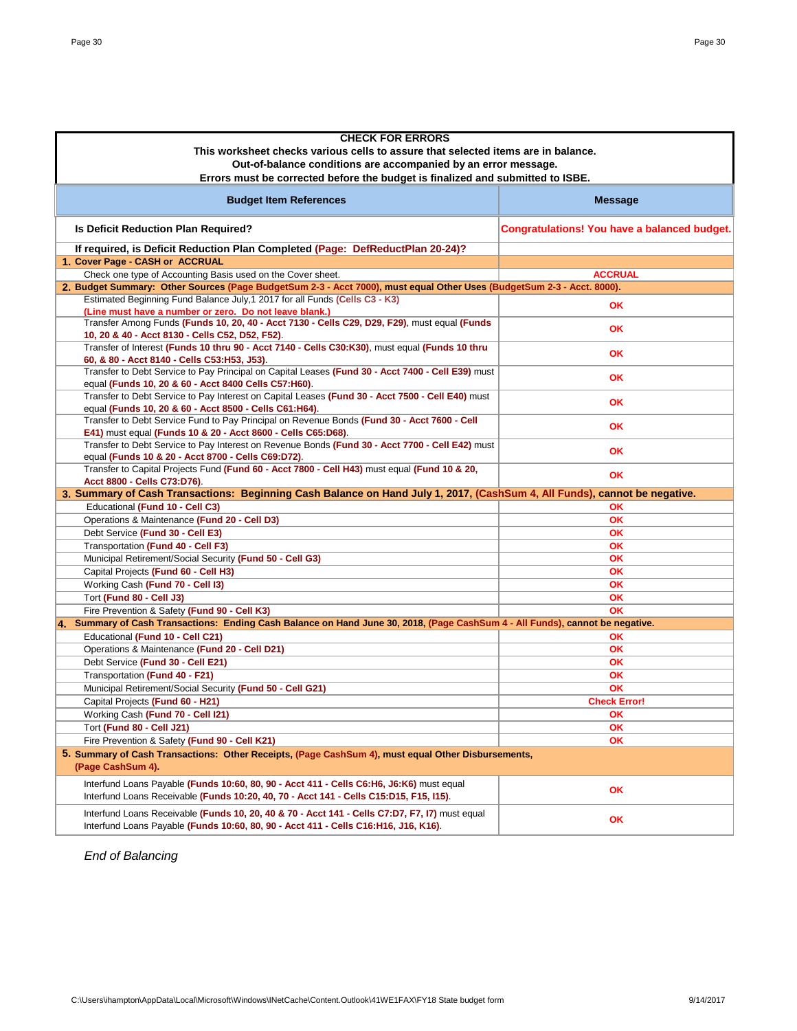**CHECK FOR ERRORS**

**This worksheet checks various cells to assure that selected items are in balance.**
**Out-of-balance conditions are accompanied by an error message.**
**Errors must be corrected before the budget is finalized and submitted to ISBE.**

| Budget Item References | Message |
|---|---|
| **Is Deficit Reduction Plan Required?** | **Congratulations! You have a balanced budget.** |
| **If required, is Deficit Reduction Plan Completed (Page: DefReductPlan 20-24)?** | |
| **1. Cover Page - CASH or ACCRUAL** | |
| Check one type of Accounting Basis used on the Cover sheet. | **ACCRUAL** |
| **2. Budget Summary: Other Sources (Page BudgetSum 2-3 - Acct 7000), must equal Other Uses (BudgetSum 2-3 - Acct. 8000).** | |
| Estimated Beginning Fund Balance July,1 2017 for all Funds **(Cells C3 - K3)** **(Line must have a number or zero. Do not leave blank.)** | **OK** |
| Transfer Among Funds **(Funds 10, 20, 40 - Acct 7130 - Cells C29, D29, F29)**, must equal **(Funds 10, 20 & 40 - Acct 8130 - Cells C52, D52, F52)**. | **OK** |
| Transfer of Interest **(Funds 10 thru 90 - Acct 7140 - Cells C30:K30)**, must equal **(Funds 10 thru 60, & 80 - Acct 8140 - Cells C53:H53, J53)**. | **OK** |
| Transfer to Debt Service to Pay Principal on Capital Leases **(Fund 30 - Acct 7400 - Cell E39)** must equal **(Funds 10, 20 & 60 - Acct 8400 Cells C57:H60)**. | **OK** |
| Transfer to Debt Service to Pay Interest on Capital Leases **(Fund 30 - Acct 7500 - Cell E40)** must equal **(Funds 10, 20 & 60 - Acct 8500 - Cells C61:H64)**. | **OK** |
| Transfer to Debt Service Fund to Pay Principal on Revenue Bonds **(Fund 30 - Acct 7600 - Cell E41)** must equal **(Funds 10 & 20 - Acct 8600 - Cells C65:D68)**. | **OK** |
| Transfer to Debt Service to Pay Interest on Revenue Bonds **(Fund 30 - Acct 7700 - Cell E42)** must equal **(Funds 10 & 20 - Acct 8700 - Cells C69:D72)**. | **OK** |
| Transfer to Capital Projects Fund **(Fund 60 - Acct 7800 - Cell H43)** must equal **(Fund 10 & 20, Acct 8800 - Cells C73:D76)**. | **OK** |
| **3. Summary of Cash Transactions: Beginning Cash Balance on Hand July 1, 2017, (CashSum 4, All Funds), cannot be negative.** | |
| Educational **(Fund 10 - Cell C3)** | **OK** |
| Operations & Maintenance **(Fund 20 - Cell D3)** | **OK** |
| Debt Service **(Fund 30 - Cell E3)** | **OK** |
| Transportation **(Fund 40 - Cell F3)** | **OK** |
| Municipal Retirement/Social Security **(Fund 50 - Cell G3)** | **OK** |
| Capital Projects **(Fund 60 - Cell H3)** | **OK** |
| Working Cash **(Fund 70 - Cell I3)** | **OK** |
| Tort **(Fund 80 - Cell J3)** | **OK** |
| Fire Prevention & Safety **(Fund 90 - Cell K3)** | **OK** |
| **4. Summary of Cash Transactions: Ending Cash Balance on Hand June 30, 2018, (Page CashSum 4 - All Funds), cannot be negative.** | |
| Educational **(Fund 10 - Cell C21)** | **OK** |
| Operations & Maintenance **(Fund 20 - Cell D21)** | **OK** |
| Debt Service **(Fund 30 - Cell E21)** | **OK** |
| Transportation **(Fund 40 - F21)** | **OK** |
| Municipal Retirement/Social Security **(Fund 50 - Cell G21)** | **OK** |
| Capital Projects **(Fund 60 - H21)** | **Check Error!** |
| Working Cash **(Fund 70 - Cell I21)** | **OK** |
| Tort **(Fund 80 - Cell J21)** | **OK** |
| Fire Prevention & Safety **(Fund 90 - Cell K21)** | **OK** |
| **5. Summary of Cash Transactions: Other Receipts, (Page CashSum 4), must equal Other Disbursements, (Page CashSum 4).** | |
| Interfund Loans Payable **(Funds 10:60, 80, 90 - Acct 411 - Cells C6:H6, J6:K6)** must equal Interfund Loans Receivable **(Funds 10:20, 40, 70 - Acct 141 - Cells C15:D15, F15, I15)**. | **OK** |
| Interfund Loans Receivable **(Funds 10, 20, 40 & 70 - Acct 141 - Cells C7:D7, F7, I7)** must equal Interfund Loans Payable **(Funds 10:60, 80, 90 - Acct 411 - Cells C16:H16, J16, K16)**. | **OK** |

*End of Balancing*